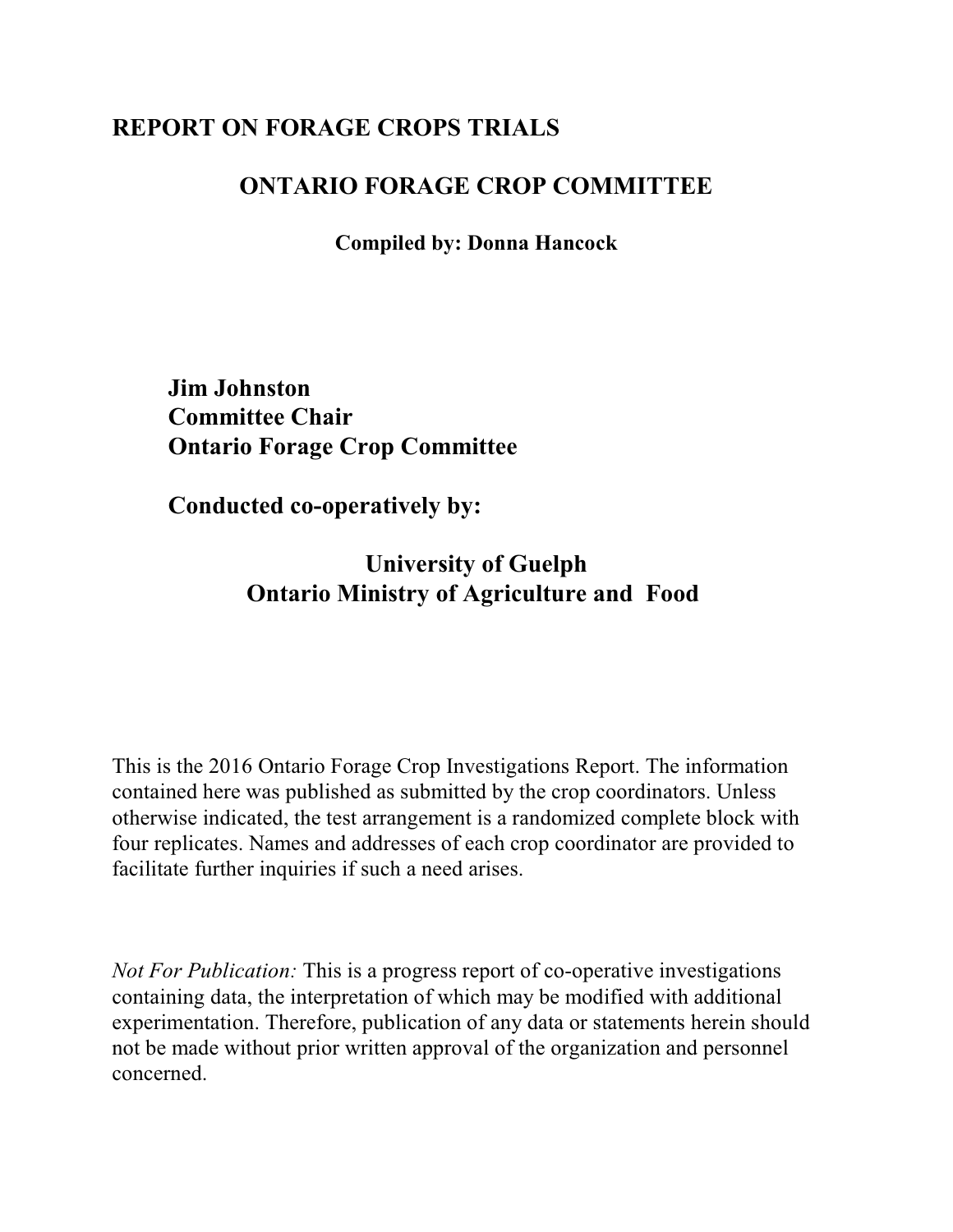# REPORT ON FORAGE CROPS TRIALS

## ONTARIO FORAGE CROP COMMITTEE

**Compiled by: Donna Hancock**

**Jim Johnston**
**Committee Chair**
**Ontario Forage Crop Committee**

**Conducted co-operatively by:**

**University of Guelph**
**Ontario Ministry of Agriculture and Food**

This is the 2016 Ontario Forage Crop Investigations Report. The information contained here was published as submitted by the crop coordinators. Unless otherwise indicated, the test arrangement is a randomized complete block with four replicates. Names and addresses of each crop coordinator are provided to facilitate further inquiries if such a need arises.

*Not For Publication:* This is a progress report of co-operative investigations containing data, the interpretation of which may be modified with additional experimentation. Therefore, publication of any data or statements herein should not be made without prior written approval of the organization and personnel concerned.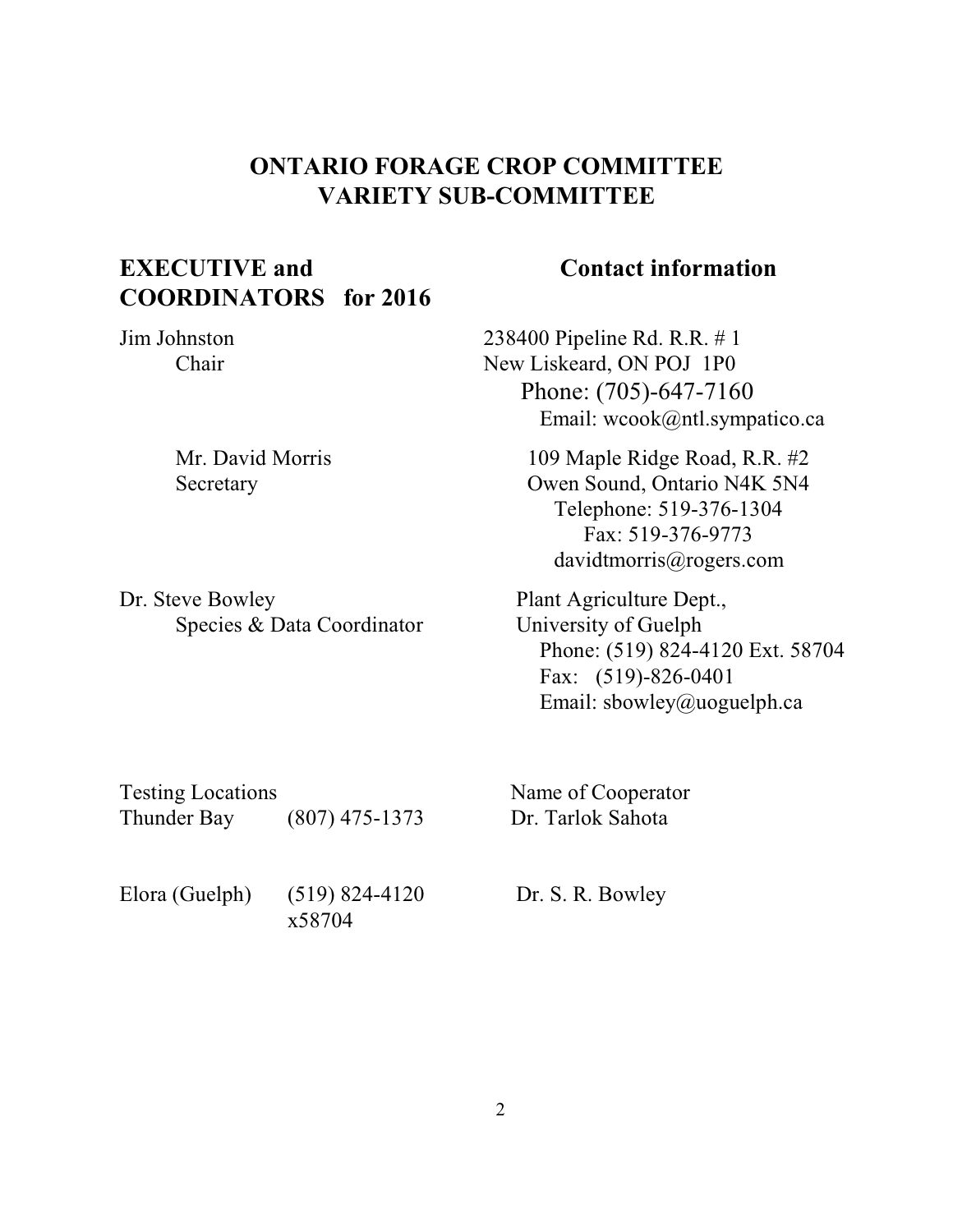# ONTARIO FORAGE CROP COMMITTEE
# VARIETY SUB-COMMITTEE

## EXECUTIVE and COORDINATORS for 2016

## Contact information

| Name | Contact information |
|---|---|
| Jim Johnston<br>Chair | 238400 Pipeline Rd. R.R. # 1<br>New Liskeard, ON POJ 1P0<br>Phone: (705)-647-7160<br>Email: wcook@ntl.sympatico.ca |
| Mr. David Morris<br>Secretary | 109 Maple Ridge Road, R.R. #2<br>Owen Sound, Ontario N4K 5N4<br>Telephone: 519-376-1304<br>Fax: 519-376-9773<br>davidtmorris@rogers.com |
| Dr. Steve Bowley<br>Species & Data Coordinator | Plant Agriculture Dept.,<br>University of Guelph<br>Phone: (519) 824-4120 Ext. 58704<br>Fax: (519)-826-0401<br>Email: sbowley@uoguelph.ca |

| Testing Locations | | Name of Cooperator |
|---|---|---|
| Thunder Bay | (807) 475-1373 | Dr. Tarlok Sahota |
| Elora (Guelph) | (519) 824-4120 x58704 | Dr. S. R. Bowley |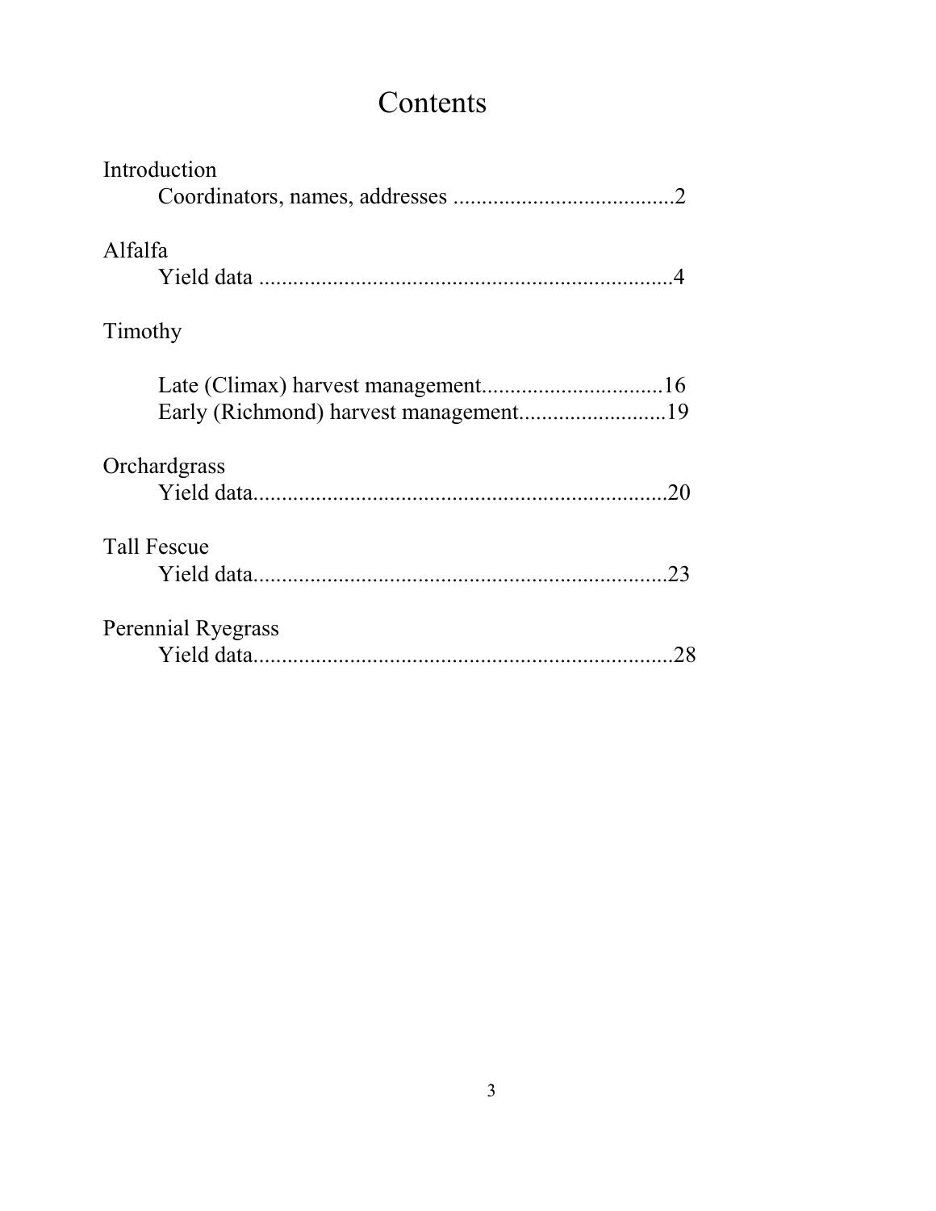# Contents

Introduction

- Coordinators, names, addresses ......................................2

Alfalfa

- Yield data ........................................................................4

Timothy

- Late (Climax) harvest management................................16
- Early (Richmond) harvest management..........................19

Orchardgrass

- Yield data........................................................................20

Tall Fescue

- Yield data........................................................................23

Perennial Ryegrass

- Yield data.........................................................................28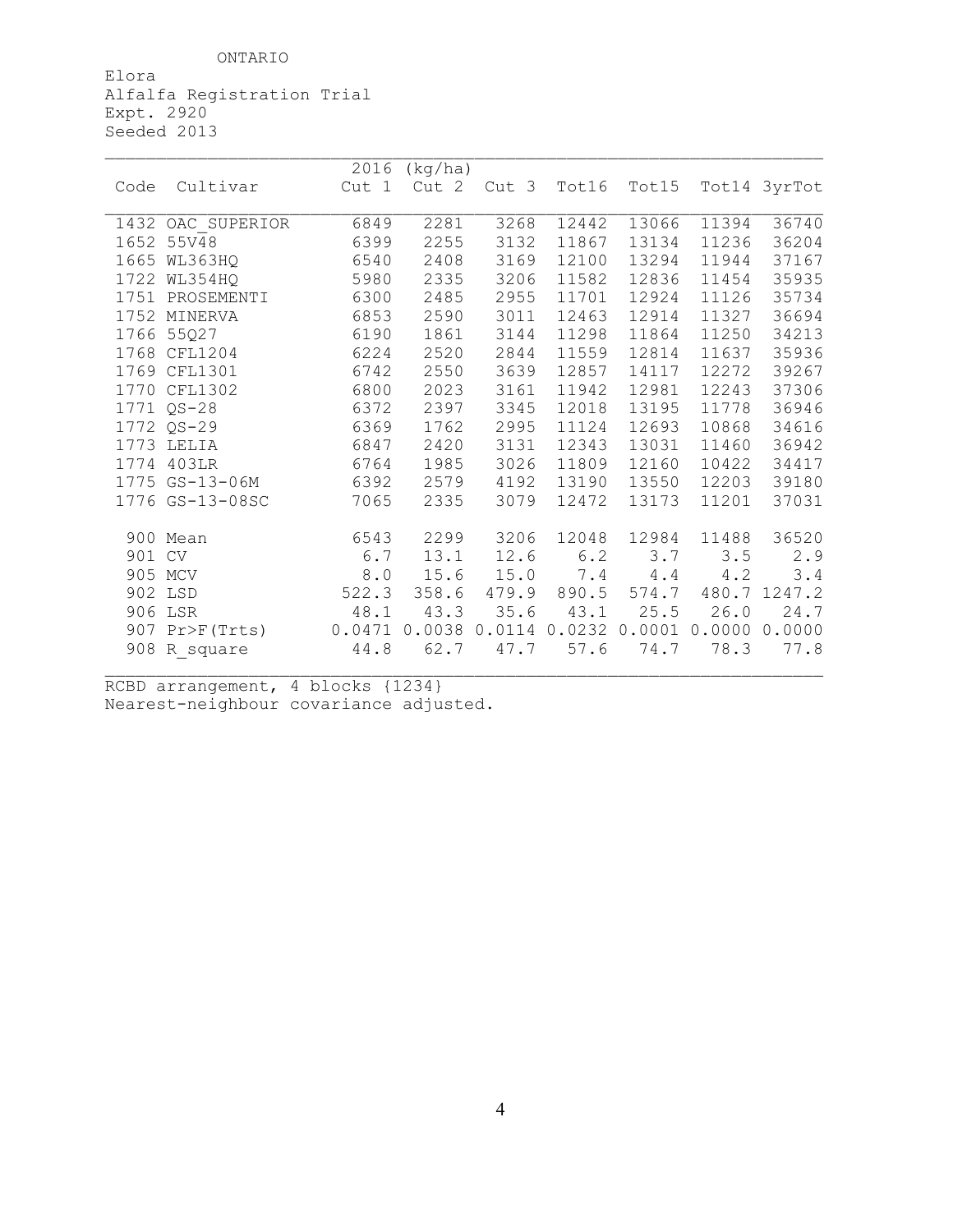ONTARIO

Elora
Alfalfa Registration Trial
Expt. 2920
Seeded 2013

| Code | Cultivar | 2016 (kg/ha) Cut 1 | Cut 2 | Cut 3 | Tot16 | Tot15 | Tot14 | 3yrTot |
|---|---|---|---|---|---|---|---|---|
| 1432 | OAC_SUPERIOR | 6849 | 2281 | 3268 | 12442 | 13066 | 11394 | 36740 |
| 1652 | 55V48 | 6399 | 2255 | 3132 | 11867 | 13134 | 11236 | 36204 |
| 1665 | WL363HQ | 6540 | 2408 | 3169 | 12100 | 13294 | 11944 | 37167 |
| 1722 | WL354HQ | 5980 | 2335 | 3206 | 11582 | 12836 | 11454 | 35935 |
| 1751 | PROSEMENTI | 6300 | 2485 | 2955 | 11701 | 12924 | 11126 | 35734 |
| 1752 | MINERVA | 6853 | 2590 | 3011 | 12463 | 12914 | 11327 | 36694 |
| 1766 | 55Q27 | 6190 | 1861 | 3144 | 11298 | 11864 | 11250 | 34213 |
| 1768 | CFL1204 | 6224 | 2520 | 2844 | 11559 | 12814 | 11637 | 35936 |
| 1769 | CFL1301 | 6742 | 2550 | 3639 | 12857 | 14117 | 12272 | 39267 |
| 1770 | CFL1302 | 6800 | 2023 | 3161 | 11942 | 12981 | 12243 | 37306 |
| 1771 | QS-28 | 6372 | 2397 | 3345 | 12018 | 13195 | 11778 | 36946 |
| 1772 | QS-29 | 6369 | 1762 | 2995 | 11124 | 12693 | 10868 | 34616 |
| 1773 | LELIA | 6847 | 2420 | 3131 | 12343 | 13031 | 11460 | 36942 |
| 1774 | 403LR | 6764 | 1985 | 3026 | 11809 | 12160 | 10422 | 34417 |
| 1775 | GS-13-06M | 6392 | 2579 | 4192 | 13190 | 13550 | 12203 | 39180 |
| 1776 | GS-13-08SC | 7065 | 2335 | 3079 | 12472 | 13173 | 11201 | 37031 |
| 900 | Mean | 6543 | 2299 | 3206 | 12048 | 12984 | 11488 | 36520 |
| 901 | CV | 6.7 | 13.1 | 12.6 | 6.2 | 3.7 | 3.5 | 2.9 |
| 905 | MCV | 8.0 | 15.6 | 15.0 | 7.4 | 4.4 | 4.2 | 3.4 |
| 902 | LSD | 522.3 | 358.6 | 479.9 | 890.5 | 574.7 | 480.7 | 1247.2 |
| 906 | LSR | 48.1 | 43.3 | 35.6 | 43.1 | 25.5 | 26.0 | 24.7 |
| 907 | Pr>F(Trts) | 0.0471 | 0.0038 | 0.0114 | 0.0232 | 0.0001 | 0.0000 | 0.0000 |
| 908 | R_square | 44.8 | 62.7 | 47.7 | 57.6 | 74.7 | 78.3 | 77.8 |

RCBD arrangement, 4 blocks {1234}
Nearest-neighbour covariance adjusted.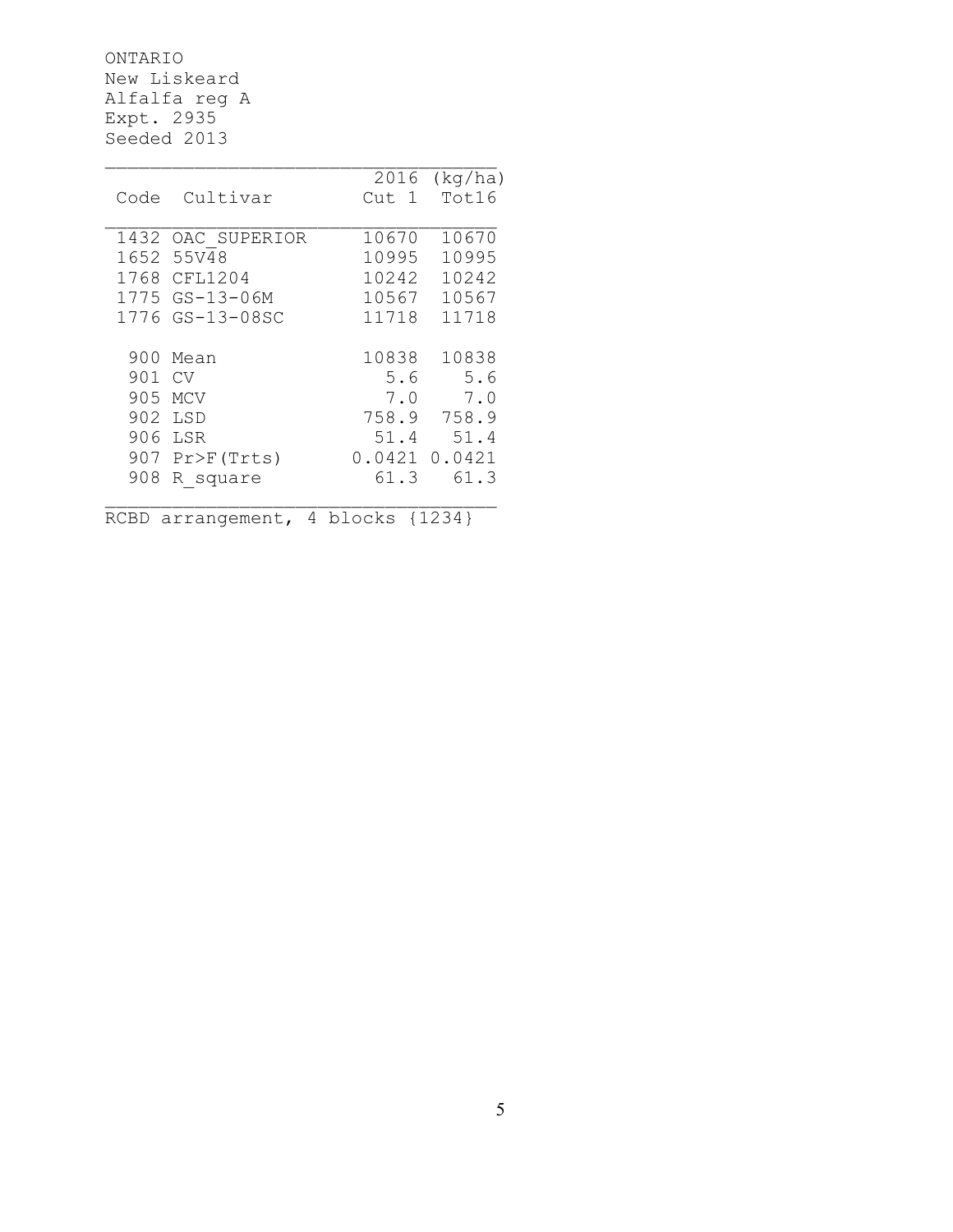ONTARIO
New Liskeard
Alfalfa reg A
Expt. 2935
Seeded 2013

| Code | Cultivar | 2016 Cut 1 | (kg/ha) Tot16 |
|---|---|---|---|
| 1432 | OAC_SUPERIOR | 10670 | 10670 |
| 1652 | 55V48 | 10995 | 10995 |
| 1768 | CFL1204 | 10242 | 10242 |
| 1775 | GS-13-06M | 10567 | 10567 |
| 1776 | GS-13-08SC | 11718 | 11718 |
| | | | |
| 900 | Mean | 10838 | 10838 |
| 901 | CV | 5.6 | 5.6 |
| 905 | MCV | 7.0 | 7.0 |
| 902 | LSD | 758.9 | 758.9 |
| 906 | LSR | 51.4 | 51.4 |
| 907 | Pr>F(Trts) | 0.0421 | 0.0421 |
| 908 | R_square | 61.3 | 61.3 |

RCBD arrangement, 4 blocks {1234}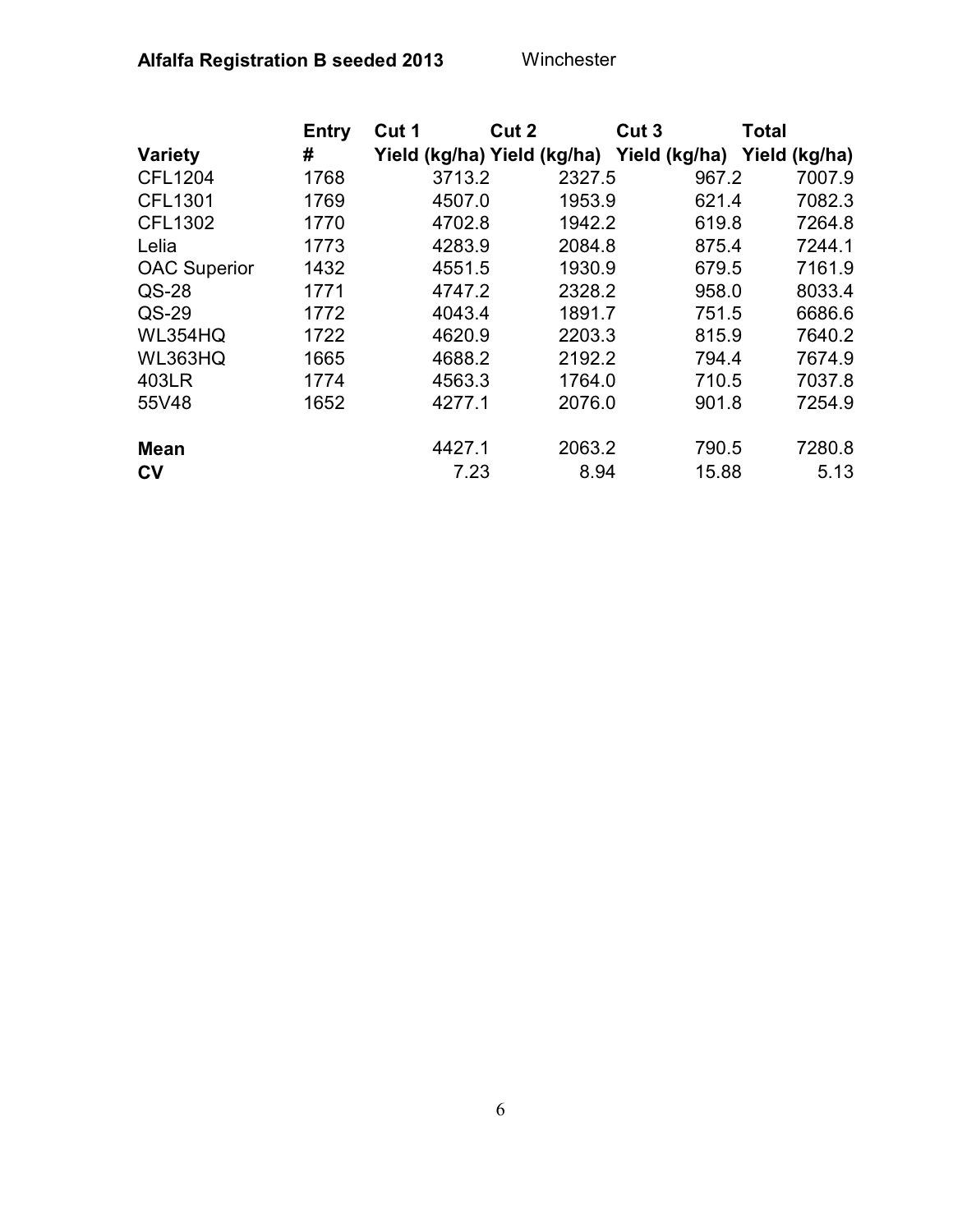**Alfalfa Registration B seeded 2013** Winchester

| Variety | Entry # | Cut 1 Yield (kg/ha) | Cut 2 Yield (kg/ha) | Cut 3 Yield (kg/ha) | Total Yield (kg/ha) |
|---|---|---|---|---|---|
| CFL1204 | 1768 | 3713.2 | 2327.5 | 967.2 | 7007.9 |
| CFL1301 | 1769 | 4507.0 | 1953.9 | 621.4 | 7082.3 |
| CFL1302 | 1770 | 4702.8 | 1942.2 | 619.8 | 7264.8 |
| Lelia | 1773 | 4283.9 | 2084.8 | 875.4 | 7244.1 |
| OAC Superior | 1432 | 4551.5 | 1930.9 | 679.5 | 7161.9 |
| QS-28 | 1771 | 4747.2 | 2328.2 | 958.0 | 8033.4 |
| QS-29 | 1772 | 4043.4 | 1891.7 | 751.5 | 6686.6 |
| WL354HQ | 1722 | 4620.9 | 2203.3 | 815.9 | 7640.2 |
| WL363HQ | 1665 | 4688.2 | 2192.2 | 794.4 | 7674.9 |
| 403LR | 1774 | 4563.3 | 1764.0 | 710.5 | 7037.8 |
| 55V48 | 1652 | 4277.1 | 2076.0 | 901.8 | 7254.9 |
| **Mean** | | 4427.1 | 2063.2 | 790.5 | 7280.8 |
| **CV** | | 7.23 | 8.94 | 15.88 | 5.13 |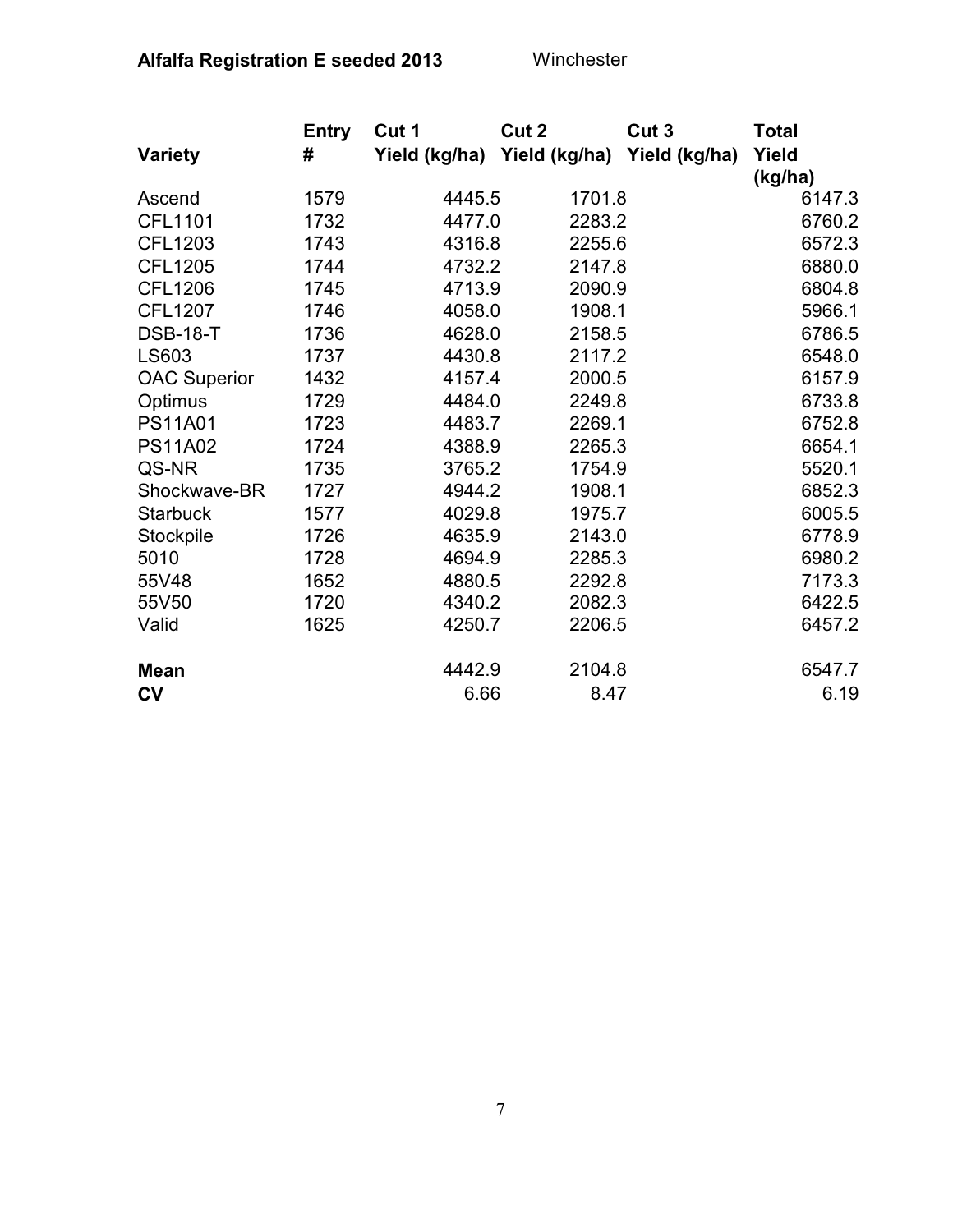**Alfalfa Registration E seeded 2013** Winchester

| Variety | Entry # | Cut 1 Yield (kg/ha) | Cut 2 Yield (kg/ha) | Cut 3 Yield (kg/ha) | Total Yield (kg/ha) |
|---|---|---|---|---|---|
| Ascend | 1579 | 4445.5 | 1701.8 | | 6147.3 |
| CFL1101 | 1732 | 4477.0 | 2283.2 | | 6760.2 |
| CFL1203 | 1743 | 4316.8 | 2255.6 | | 6572.3 |
| CFL1205 | 1744 | 4732.2 | 2147.8 | | 6880.0 |
| CFL1206 | 1745 | 4713.9 | 2090.9 | | 6804.8 |
| CFL1207 | 1746 | 4058.0 | 1908.1 | | 5966.1 |
| DSB-18-T | 1736 | 4628.0 | 2158.5 | | 6786.5 |
| LS603 | 1737 | 4430.8 | 2117.2 | | 6548.0 |
| OAC Superior | 1432 | 4157.4 | 2000.5 | | 6157.9 |
| Optimus | 1729 | 4484.0 | 2249.8 | | 6733.8 |
| PS11A01 | 1723 | 4483.7 | 2269.1 | | 6752.8 |
| PS11A02 | 1724 | 4388.9 | 2265.3 | | 6654.1 |
| QS-NR | 1735 | 3765.2 | 1754.9 | | 5520.1 |
| Shockwave-BR | 1727 | 4944.2 | 1908.1 | | 6852.3 |
| Starbuck | 1577 | 4029.8 | 1975.7 | | 6005.5 |
| Stockpile | 1726 | 4635.9 | 2143.0 | | 6778.9 |
| 5010 | 1728 | 4694.9 | 2285.3 | | 6980.2 |
| 55V48 | 1652 | 4880.5 | 2292.8 | | 7173.3 |
| 55V50 | 1720 | 4340.2 | 2082.3 | | 6422.5 |
| Valid | 1625 | 4250.7 | 2206.5 | | 6457.2 |
| **Mean** | | 4442.9 | 2104.8 | | 6547.7 |
| **CV** | | 6.66 | 8.47 | | 6.19 |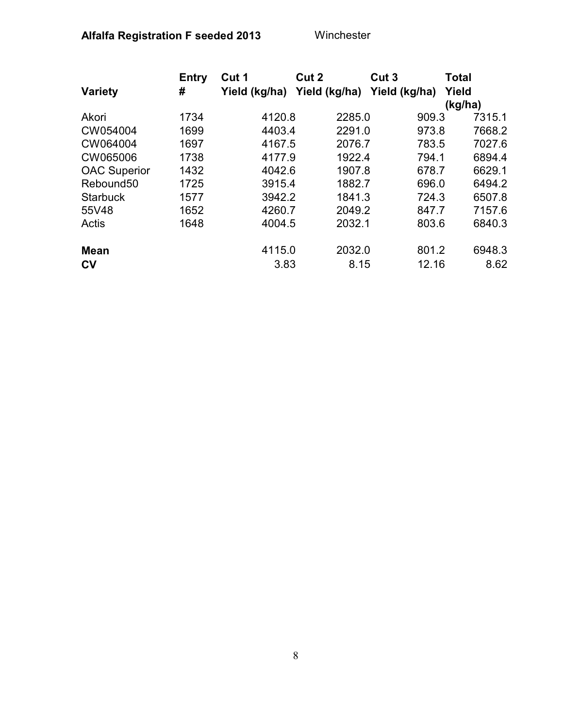**Alfalfa Registration F seeded 2013** Winchester

| Variety | Entry # | Cut 1 Yield (kg/ha) | Cut 2 Yield (kg/ha) | Cut 3 Yield (kg/ha) | Total Yield (kg/ha) |
|---|---|---|---|---|---|
| Akori | 1734 | 4120.8 | 2285.0 | 909.3 | 7315.1 |
| CW054004 | 1699 | 4403.4 | 2291.0 | 973.8 | 7668.2 |
| CW064004 | 1697 | 4167.5 | 2076.7 | 783.5 | 7027.6 |
| CW065006 | 1738 | 4177.9 | 1922.4 | 794.1 | 6894.4 |
| OAC Superior | 1432 | 4042.6 | 1907.8 | 678.7 | 6629.1 |
| Rebound50 | 1725 | 3915.4 | 1882.7 | 696.0 | 6494.2 |
| Starbuck | 1577 | 3942.2 | 1841.3 | 724.3 | 6507.8 |
| 55V48 | 1652 | 4260.7 | 2049.2 | 847.7 | 7157.6 |
| Actis | 1648 | 4004.5 | 2032.1 | 803.6 | 6840.3 |
| **Mean** | | 4115.0 | 2032.0 | 801.2 | 6948.3 |
| **CV** | | 3.83 | 8.15 | 12.16 | 8.62 |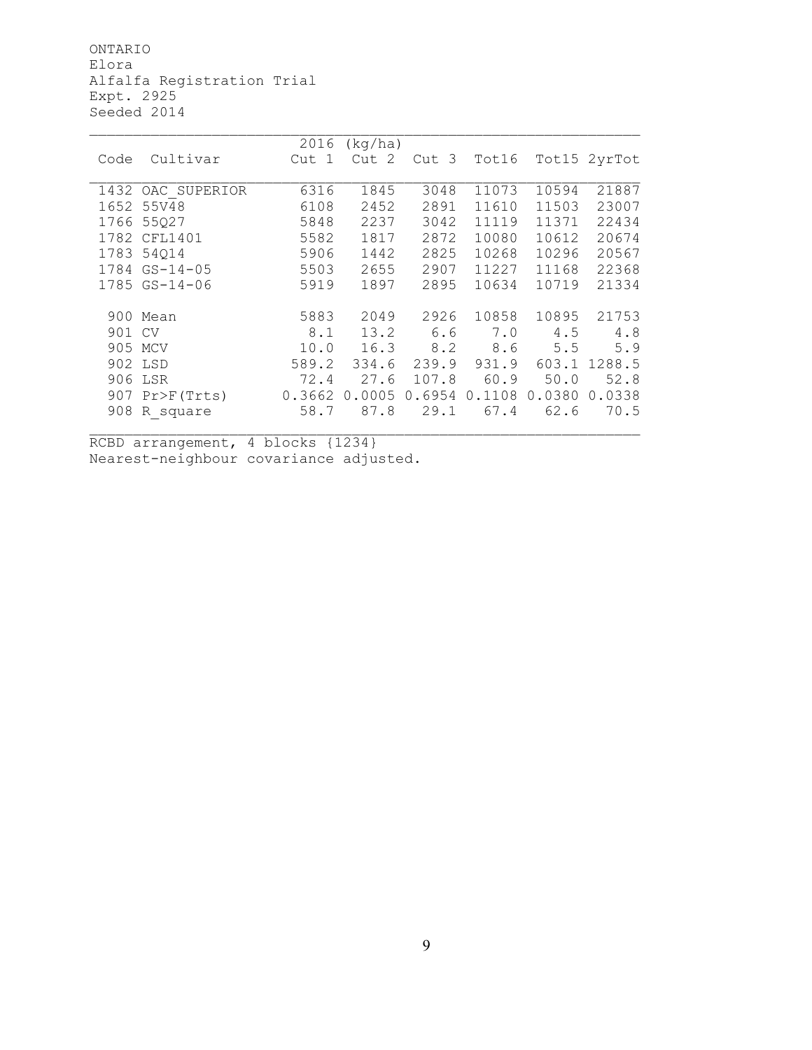ONTARIO
Elora
Alfalfa Registration Trial
Expt. 2925
Seeded 2014

| Code | Cultivar | 2016 (kg/ha) Cut 1 | Cut 2 | Cut 3 | Tot16 | Tot15 | 2yrTot |
|---|---|---|---|---|---|---|---|
| 1432 | OAC_SUPERIOR | 6316 | 1845 | 3048 | 11073 | 10594 | 21887 |
| 1652 | 55V48 | 6108 | 2452 | 2891 | 11610 | 11503 | 23007 |
| 1766 | 55Q27 | 5848 | 2237 | 3042 | 11119 | 11371 | 22434 |
| 1782 | CFL1401 | 5582 | 1817 | 2872 | 10080 | 10612 | 20674 |
| 1783 | 54Q14 | 5906 | 1442 | 2825 | 10268 | 10296 | 20567 |
| 1784 | GS-14-05 | 5503 | 2655 | 2907 | 11227 | 11168 | 22368 |
| 1785 | GS-14-06 | 5919 | 1897 | 2895 | 10634 | 10719 | 21334 |
| 900 | Mean | 5883 | 2049 | 2926 | 10858 | 10895 | 21753 |
| 901 | CV | 8.1 | 13.2 | 6.6 | 7.0 | 4.5 | 4.8 |
| 905 | MCV | 10.0 | 16.3 | 8.2 | 8.6 | 5.5 | 5.9 |
| 902 | LSD | 589.2 | 334.6 | 239.9 | 931.9 | 603.1 | 1288.5 |
| 906 | LSR | 72.4 | 27.6 | 107.8 | 60.9 | 50.0 | 52.8 |
| 907 | Pr>F(Trts) | 0.3662 | 0.0005 | 0.6954 | 0.1108 | 0.0380 | 0.0338 |
| 908 | R_square | 58.7 | 87.8 | 29.1 | 67.4 | 62.6 | 70.5 |

RCBD arrangement, 4 blocks {1234}
Nearest-neighbour covariance adjusted.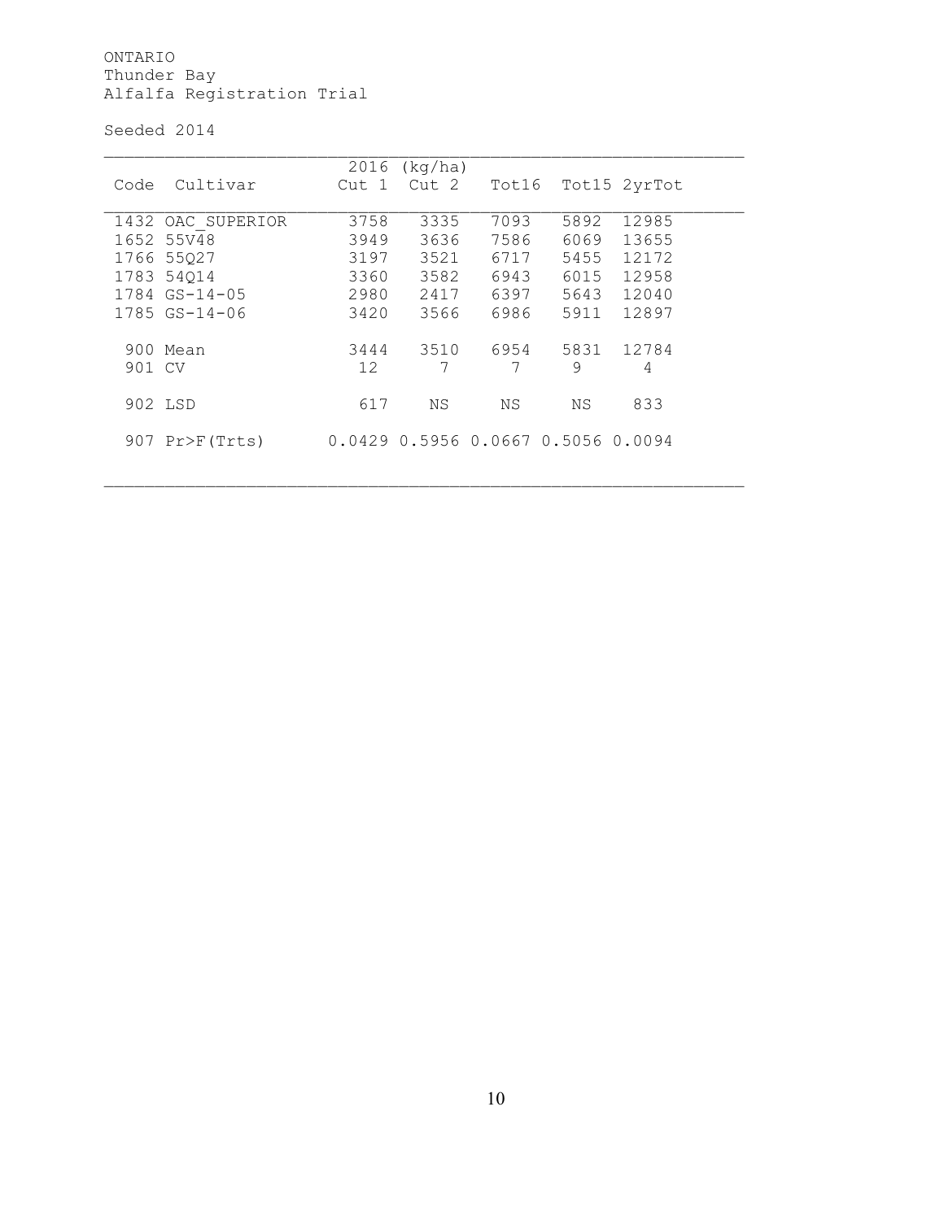ONTARIO
Thunder Bay
Alfalfa Registration Trial

Seeded 2014

| Code | Cultivar | 2016 (kg/ha) Cut 1 | Cut 2 | Tot16 | Tot15 | 2yrTot |
|---|---|---|---|---|---|---|
| 1432 | OAC_SUPERIOR | 3758 | 3335 | 7093 | 5892 | 12985 |
| 1652 | 55V48 | 3949 | 3636 | 7586 | 6069 | 13655 |
| 1766 | 55Q27 | 3197 | 3521 | 6717 | 5455 | 12172 |
| 1783 | 54Q14 | 3360 | 3582 | 6943 | 6015 | 12958 |
| 1784 | GS-14-05 | 2980 | 2417 | 6397 | 5643 | 12040 |
| 1785 | GS-14-06 | 3420 | 3566 | 6986 | 5911 | 12897 |
| 900 | Mean | 3444 | 3510 | 6954 | 5831 | 12784 |
| 901 | CV | 12 | 7 | 7 | 9 | 4 |
| 902 | LSD | 617 | NS | NS | NS | 833 |
| 907 | Pr>F(Trts) | 0.0429 | 0.5956 | 0.0667 | 0.5056 | 0.0094 |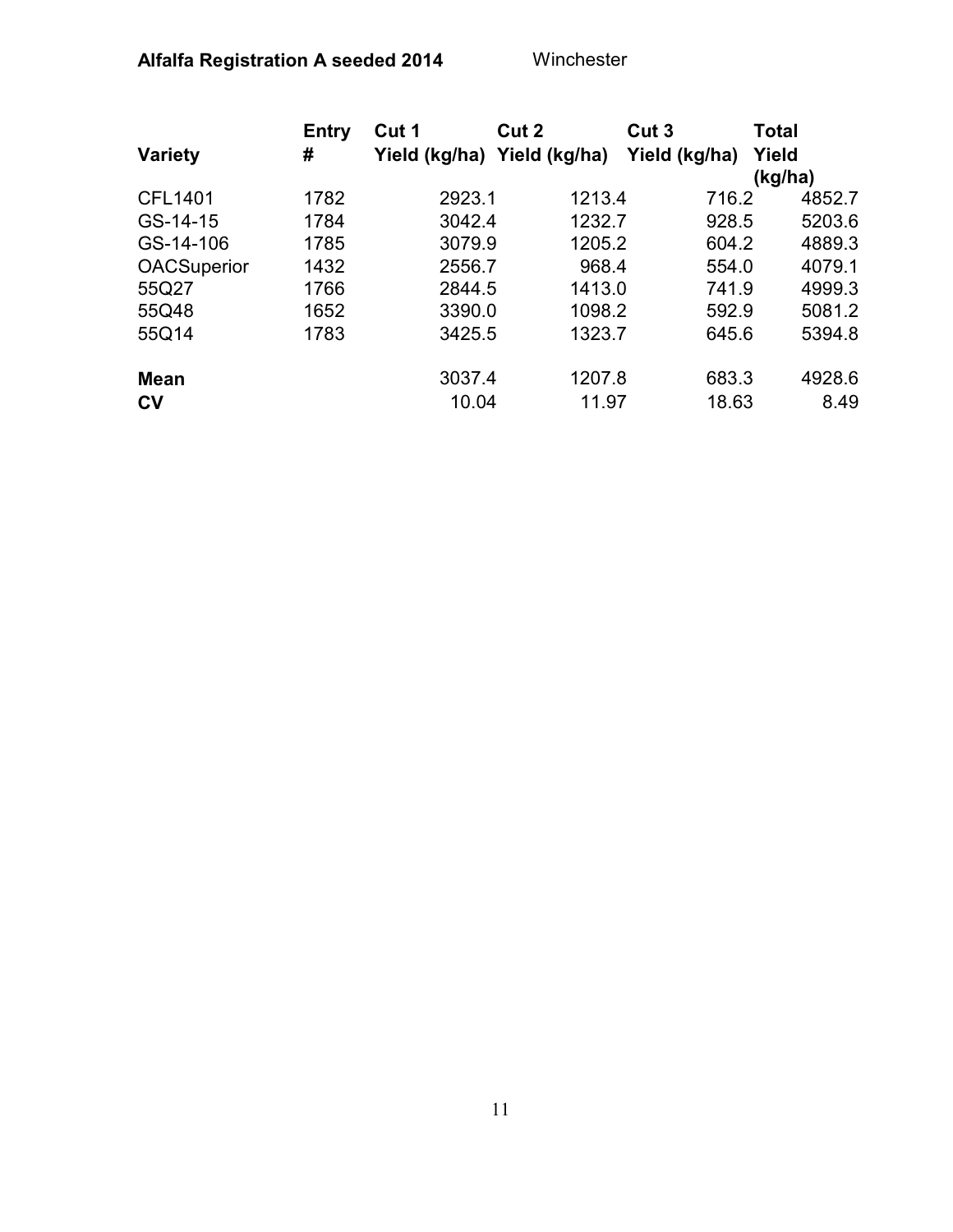**Alfalfa Registration A seeded 2014** Winchester

| Variety | Entry # | Cut 1 Yield (kg/ha) | Cut 2 Yield (kg/ha) | Cut 3 Yield (kg/ha) | Total Yield (kg/ha) |
|---|---|---|---|---|---|
| CFL1401 | 1782 | 2923.1 | 1213.4 | 716.2 | 4852.7 |
| GS-14-15 | 1784 | 3042.4 | 1232.7 | 928.5 | 5203.6 |
| GS-14-106 | 1785 | 3079.9 | 1205.2 | 604.2 | 4889.3 |
| OACSuperior | 1432 | 2556.7 | 968.4 | 554.0 | 4079.1 |
| 55Q27 | 1766 | 2844.5 | 1413.0 | 741.9 | 4999.3 |
| 55Q48 | 1652 | 3390.0 | 1098.2 | 592.9 | 5081.2 |
| 55Q14 | 1783 | 3425.5 | 1323.7 | 645.6 | 5394.8 |
| **Mean** | | 3037.4 | 1207.8 | 683.3 | 4928.6 |
| **CV** | | 10.04 | 11.97 | 18.63 | 8.49 |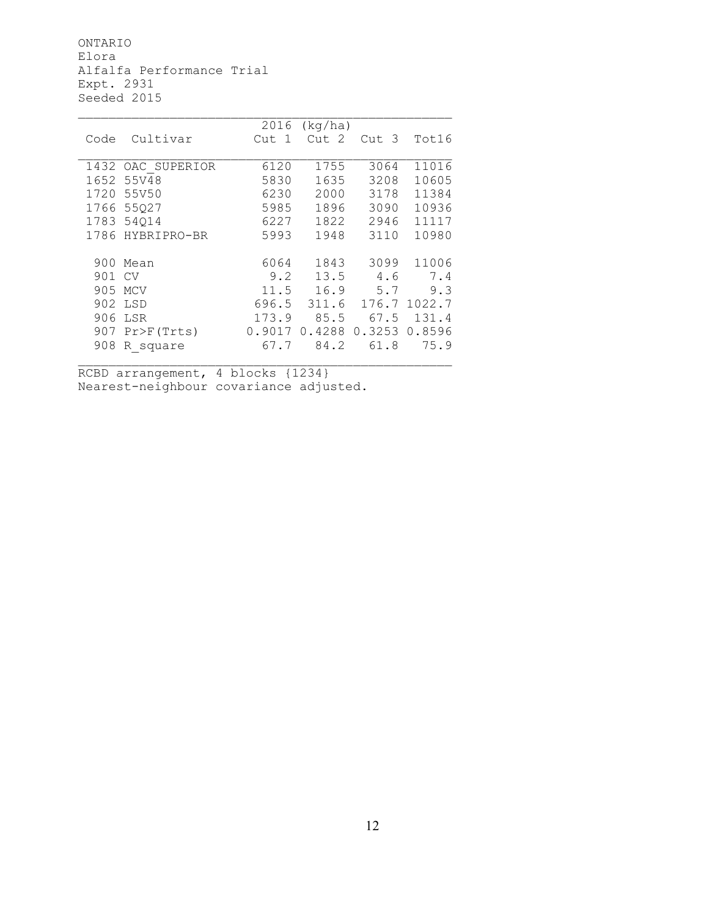ONTARIO
Elora
Alfalfa Performance Trial
Expt. 2931
Seeded 2015

| Code | Cultivar | 2016 (kg/ha) Cut 1 | Cut 2 | Cut 3 | Tot16 |
|---|---|---|---|---|---|
| 1432 | OAC_SUPERIOR | 6120 | 1755 | 3064 | 11016 |
| 1652 | 55V48 | 5830 | 1635 | 3208 | 10605 |
| 1720 | 55V50 | 6230 | 2000 | 3178 | 11384 |
| 1766 | 55Q27 | 5985 | 1896 | 3090 | 10936 |
| 1783 | 54Q14 | 6227 | 1822 | 2946 | 11117 |
| 1786 | HYBRIPRO-BR | 5993 | 1948 | 3110 | 10980 |
| 900 | Mean | 6064 | 1843 | 3099 | 11006 |
| 901 | CV | 9.2 | 13.5 | 4.6 | 7.4 |
| 905 | MCV | 11.5 | 16.9 | 5.7 | 9.3 |
| 902 | LSD | 696.5 | 311.6 | 176.7 | 1022.7 |
| 906 | LSR | 173.9 | 85.5 | 67.5 | 131.4 |
| 907 | Pr>F(Trts) | 0.9017 | 0.4288 | 0.3253 | 0.8596 |
| 908 | R_square | 67.7 | 84.2 | 61.8 | 75.9 |

RCBD arrangement, 4 blocks {1234}
Nearest-neighbour covariance adjusted.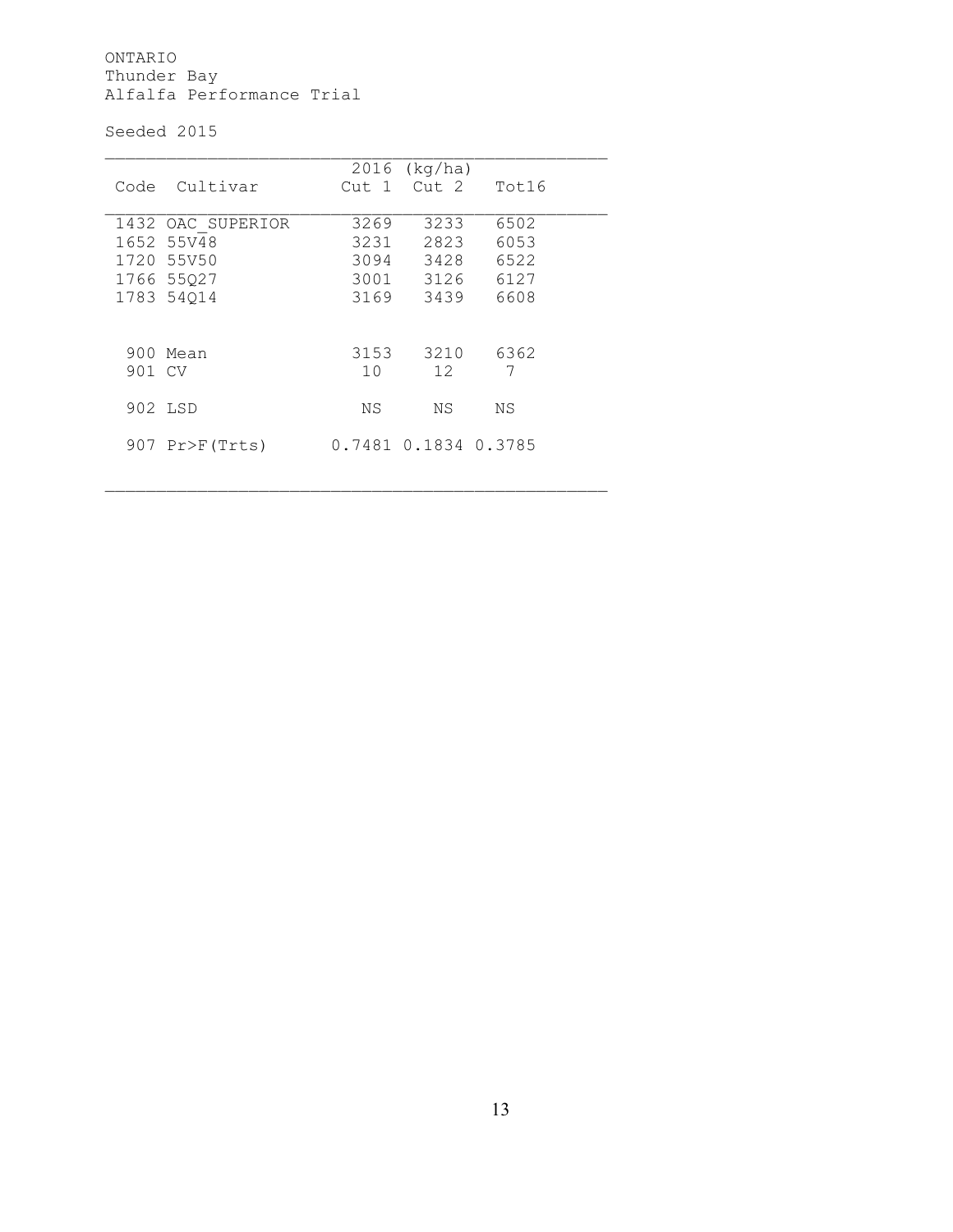ONTARIO
Thunder Bay
Alfalfa Performance Trial

Seeded 2015

| Code | Cultivar | 2016 (kg/ha) Cut 1 | Cut 2 | Tot16 |
|---|---|---|---|---|
| 1432 | OAC_SUPERIOR | 3269 | 3233 | 6502 |
| 1652 | 55V48 | 3231 | 2823 | 6053 |
| 1720 | 55V50 | 3094 | 3428 | 6522 |
| 1766 | 55Q27 | 3001 | 3126 | 6127 |
| 1783 | 54Q14 | 3169 | 3439 | 6608 |
| 900 | Mean | 3153 | 3210 | 6362 |
| 901 | CV | 10 | 12 | 7 |
| 902 | LSD | NS | NS | NS |
| 907 | Pr>F(Trts) | 0.7481 | 0.1834 | 0.3785 |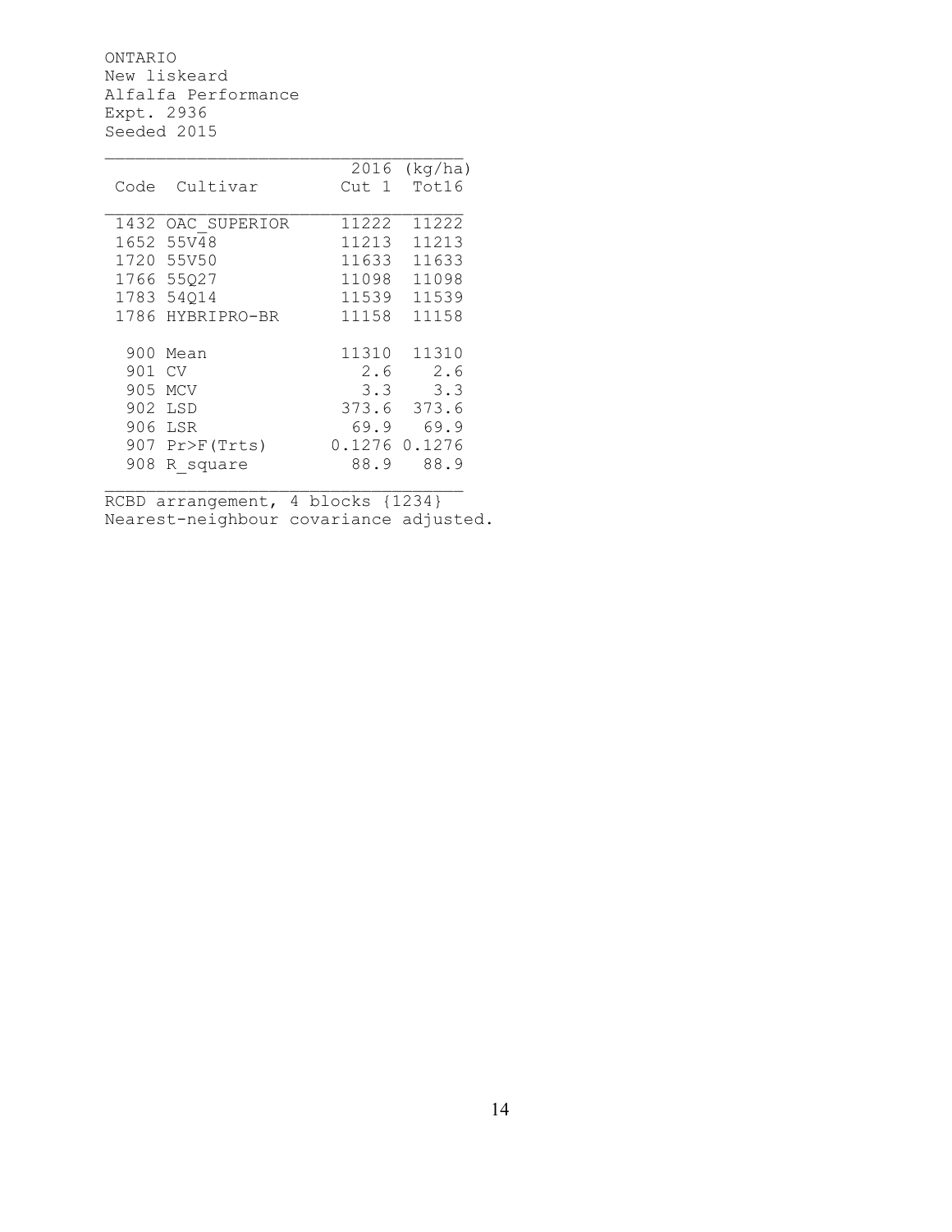ONTARIO
New liskeard
Alfalfa Performance
Expt. 2936
Seeded 2015

| Code | Cultivar | 2016 Cut 1 | (kg/ha) Tot16 |
|---|---|---|---|
| 1432 | OAC_SUPERIOR | 11222 | 11222 |
| 1652 | 55V48 | 11213 | 11213 |
| 1720 | 55V50 | 11633 | 11633 |
| 1766 | 55Q27 | 11098 | 11098 |
| 1783 | 54Q14 | 11539 | 11539 |
| 1786 | HYBRIPRO-BR | 11158 | 11158 |
| 900 | Mean | 11310 | 11310 |
| 901 | CV | 2.6 | 2.6 |
| 905 | MCV | 3.3 | 3.3 |
| 902 | LSD | 373.6 | 373.6 |
| 906 | LSR | 69.9 | 69.9 |
| 907 | Pr>F(Trts) | 0.1276 | 0.1276 |
| 908 | R_square | 88.9 | 88.9 |

RCBD arrangement, 4 blocks {1234}
Nearest-neighbour covariance adjusted.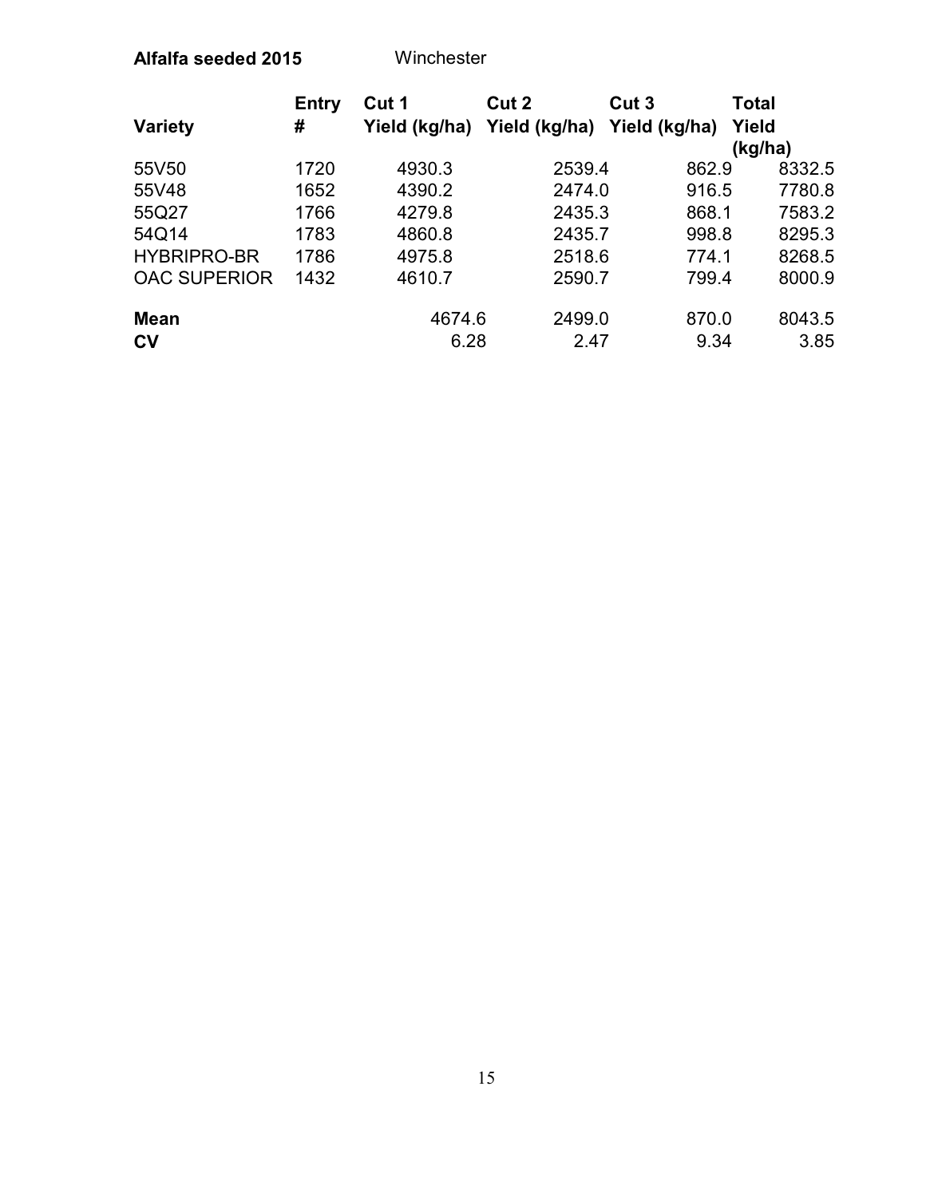**Alfalfa seeded 2015** Winchester

| Variety | Entry # | Cut 1 Yield (kg/ha) | Cut 2 Yield (kg/ha) | Cut 3 Yield (kg/ha) | Total Yield (kg/ha) |
|---|---|---|---|---|---|
| 55V50 | 1720 | 4930.3 | 2539.4 | 862.9 | 8332.5 |
| 55V48 | 1652 | 4390.2 | 2474.0 | 916.5 | 7780.8 |
| 55Q27 | 1766 | 4279.8 | 2435.3 | 868.1 | 7583.2 |
| 54Q14 | 1783 | 4860.8 | 2435.7 | 998.8 | 8295.3 |
| HYBRIPRO-BR | 1786 | 4975.8 | 2518.6 | 774.1 | 8268.5 |
| OAC SUPERIOR | 1432 | 4610.7 | 2590.7 | 799.4 | 8000.9 |
| **Mean** | | 4674.6 | 2499.0 | 870.0 | 8043.5 |
| **CV** | | 6.28 | 2.47 | 9.34 | 3.85 |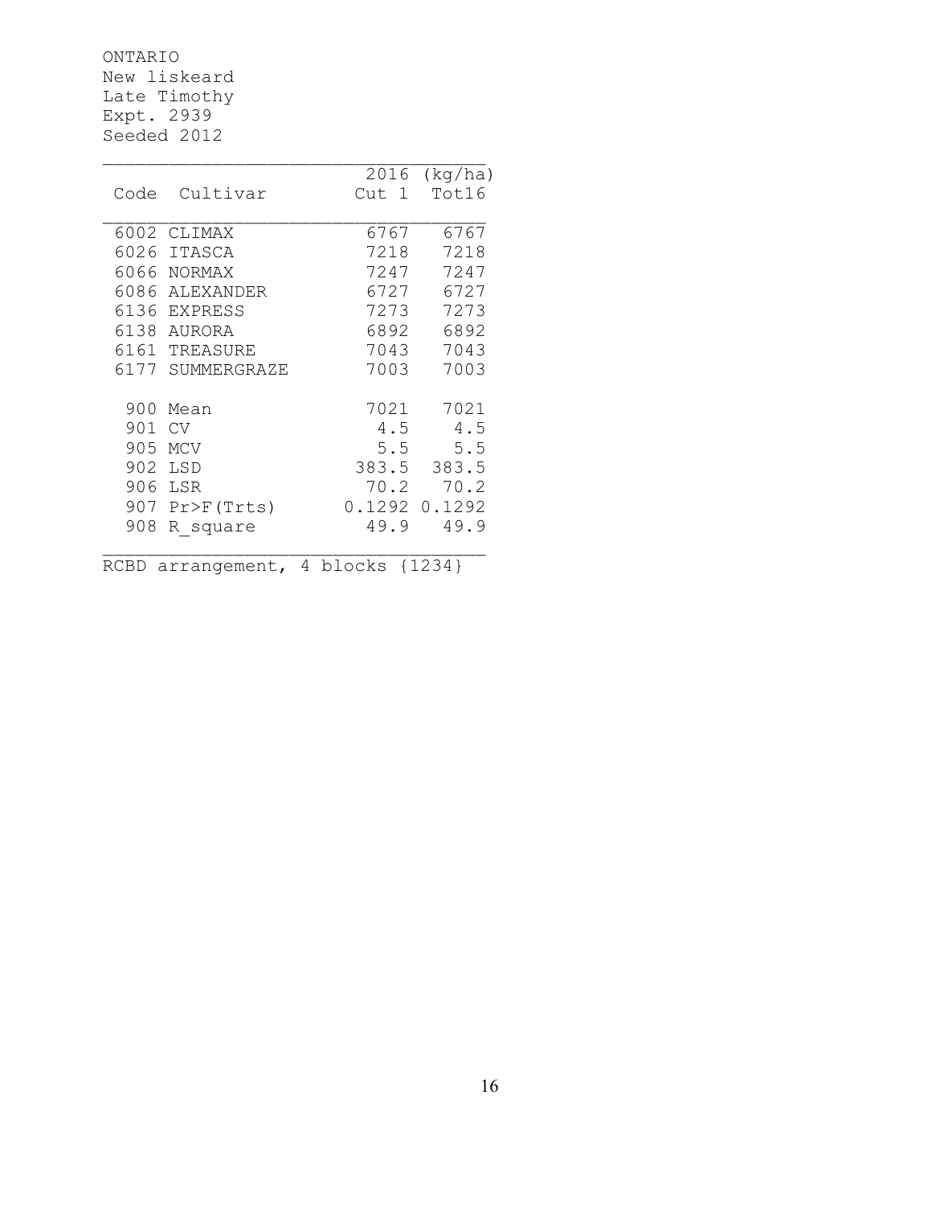ONTARIO
New liskeard
Late Timothy
Expt. 2939
Seeded 2012

| Code | Cultivar | 2016 Cut 1 | (kg/ha) Tot16 |
|---|---|---|---|
| 6002 | CLIMAX | 6767 | 6767 |
| 6026 | ITASCA | 7218 | 7218 |
| 6066 | NORMAX | 7247 | 7247 |
| 6086 | ALEXANDER | 6727 | 6727 |
| 6136 | EXPRESS | 7273 | 7273 |
| 6138 | AURORA | 6892 | 6892 |
| 6161 | TREASURE | 7043 | 7043 |
| 6177 | SUMMERGRAZE | 7003 | 7003 |
| | | | |
| 900 | Mean | 7021 | 7021 |
| 901 | CV | 4.5 | 4.5 |
| 905 | MCV | 5.5 | 5.5 |
| 902 | LSD | 383.5 | 383.5 |
| 906 | LSR | 70.2 | 70.2 |
| 907 | Pr>F(Trts) | 0.1292 | 0.1292 |
| 908 | R_square | 49.9 | 49.9 |

RCBD arrangement, 4 blocks {1234}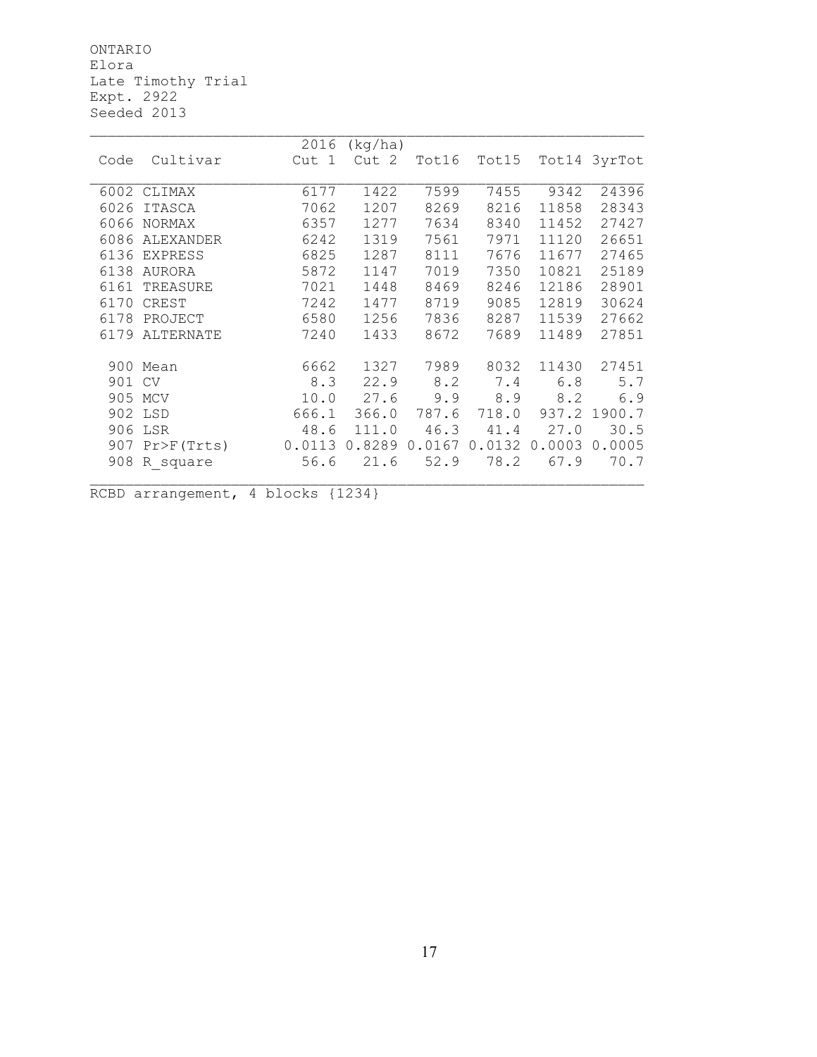ONTARIO
Elora
Late Timothy Trial
Expt. 2922
Seeded 2013

| Code | Cultivar | 2016 (kg/ha) Cut 1 | Cut 2 | Tot16 | Tot15 | Tot14 | 3yrTot |
|---|---|---|---|---|---|---|---|
| 6002 | CLIMAX | 6177 | 1422 | 7599 | 7455 | 9342 | 24396 |
| 6026 | ITASCA | 7062 | 1207 | 8269 | 8216 | 11858 | 28343 |
| 6066 | NORMAX | 6357 | 1277 | 7634 | 8340 | 11452 | 27427 |
| 6086 | ALEXANDER | 6242 | 1319 | 7561 | 7971 | 11120 | 26651 |
| 6136 | EXPRESS | 6825 | 1287 | 8111 | 7676 | 11677 | 27465 |
| 6138 | AURORA | 5872 | 1147 | 7019 | 7350 | 10821 | 25189 |
| 6161 | TREASURE | 7021 | 1448 | 8469 | 8246 | 12186 | 28901 |
| 6170 | CREST | 7242 | 1477 | 8719 | 9085 | 12819 | 30624 |
| 6178 | PROJECT | 6580 | 1256 | 7836 | 8287 | 11539 | 27662 |
| 6179 | ALTERNATE | 7240 | 1433 | 8672 | 7689 | 11489 | 27851 |
| 900 | Mean | 6662 | 1327 | 7989 | 8032 | 11430 | 27451 |
| 901 | CV | 8.3 | 22.9 | 8.2 | 7.4 | 6.8 | 5.7 |
| 905 | MCV | 10.0 | 27.6 | 9.9 | 8.9 | 8.2 | 6.9 |
| 902 | LSD | 666.1 | 366.0 | 787.6 | 718.0 | 937.2 | 1900.7 |
| 906 | LSR | 48.6 | 111.0 | 46.3 | 41.4 | 27.0 | 30.5 |
| 907 | Pr>F(Trts) | 0.0113 | 0.8289 | 0.0167 | 0.0132 | 0.0003 | 0.0005 |
| 908 | R_square | 56.6 | 21.6 | 52.9 | 78.2 | 67.9 | 70.7 |

RCBD arrangement, 4 blocks {1234}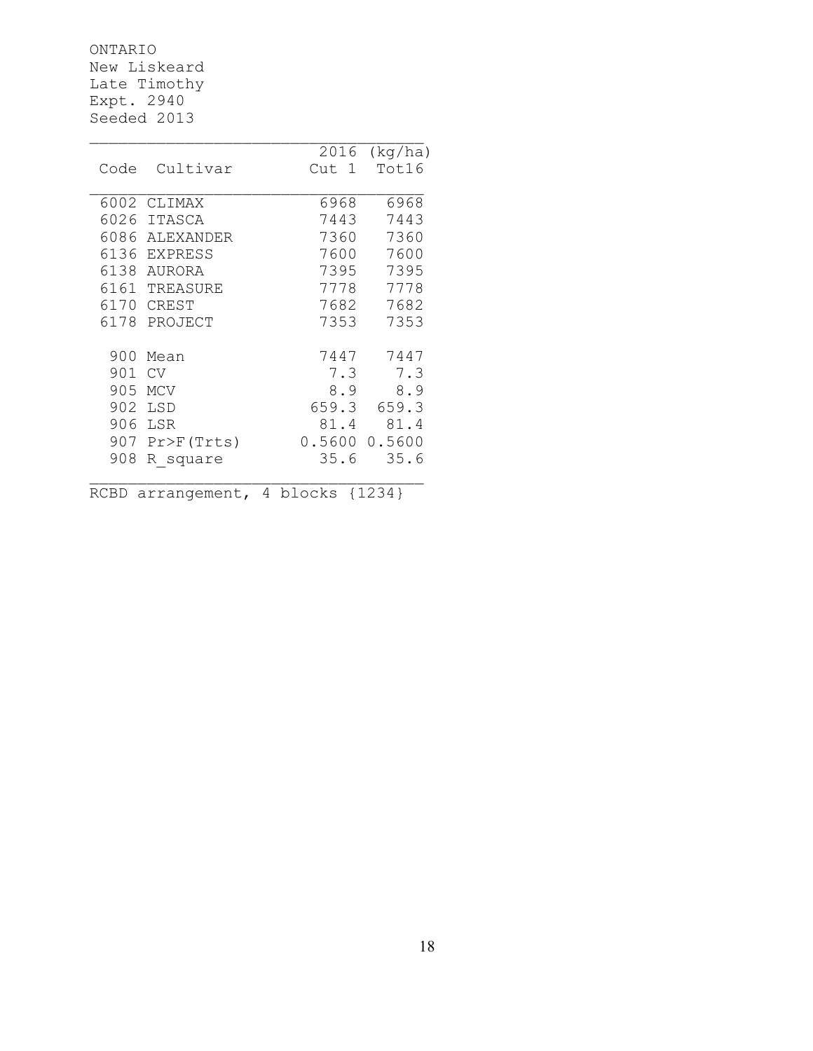ONTARIO
New Liskeard
Late Timothy
Expt. 2940
Seeded 2013

| Code | Cultivar | 2016 Cut 1 | (kg/ha) Tot16 |
|---|---|---|---|
| 6002 | CLIMAX | 6968 | 6968 |
| 6026 | ITASCA | 7443 | 7443 |
| 6086 | ALEXANDER | 7360 | 7360 |
| 6136 | EXPRESS | 7600 | 7600 |
| 6138 | AURORA | 7395 | 7395 |
| 6161 | TREASURE | 7778 | 7778 |
| 6170 | CREST | 7682 | 7682 |
| 6178 | PROJECT | 7353 | 7353 |
| 900 | Mean | 7447 | 7447 |
| 901 | CV | 7.3 | 7.3 |
| 905 | MCV | 8.9 | 8.9 |
| 902 | LSD | 659.3 | 659.3 |
| 906 | LSR | 81.4 | 81.4 |
| 907 | Pr>F(Trts) | 0.5600 | 0.5600 |
| 908 | R_square | 35.6 | 35.6 |

RCBD arrangement, 4 blocks {1234}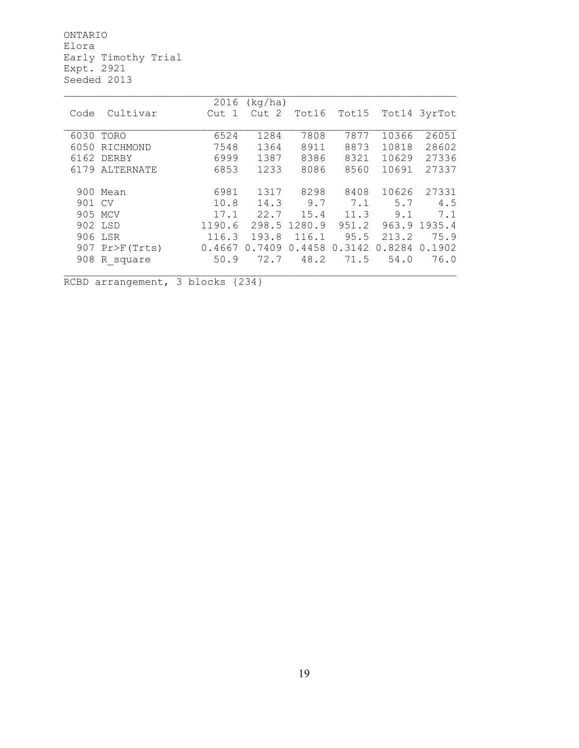ONTARIO
Elora
Early Timothy Trial
Expt. 2921
Seeded 2013

| Code | Cultivar | 2016 (kg/ha) Cut 1 | Cut 2 | Tot16 | Tot15 | Tot14 | 3yrTot |
|---|---|---|---|---|---|---|---|
| 6030 | TORO | 6524 | 1284 | 7808 | 7877 | 10366 | 26051 |
| 6050 | RICHMOND | 7548 | 1364 | 8911 | 8873 | 10818 | 28602 |
| 6162 | DERBY | 6999 | 1387 | 8386 | 8321 | 10629 | 27336 |
| 6179 | ALTERNATE | 6853 | 1233 | 8086 | 8560 | 10691 | 27337 |
| 900 | Mean | 6981 | 1317 | 8298 | 8408 | 10626 | 27331 |
| 901 | CV | 10.8 | 14.3 | 9.7 | 7.1 | 5.7 | 4.5 |
| 905 | MCV | 17.1 | 22.7 | 15.4 | 11.3 | 9.1 | 7.1 |
| 902 | LSD | 1190.6 | 298.5 | 1280.9 | 951.2 | 963.9 | 1935.4 |
| 906 | LSR | 116.3 | 193.8 | 116.1 | 95.5 | 213.2 | 75.9 |
| 907 | Pr>F(Trts) | 0.4667 | 0.7409 | 0.4458 | 0.3142 | 0.8284 | 0.1902 |
| 908 | R_square | 50.9 | 72.7 | 48.2 | 71.5 | 54.0 | 76.0 |

RCBD arrangement, 3 blocks {234}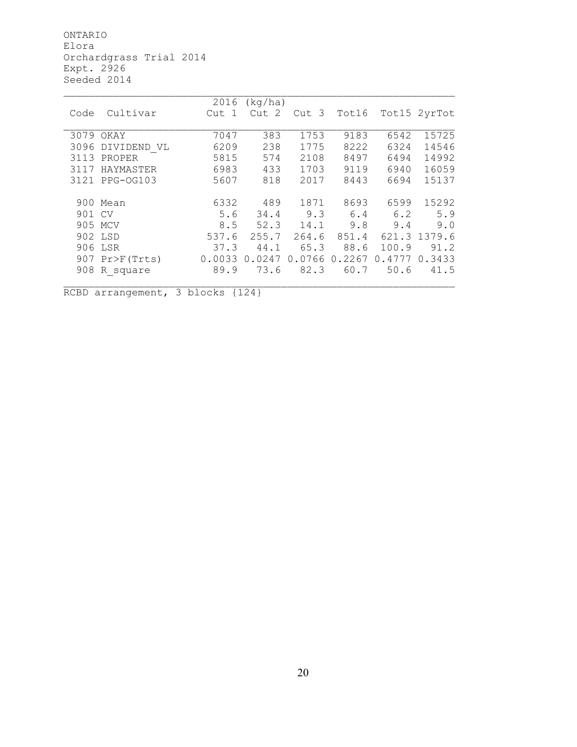ONTARIO
Elora
Orchardgrass Trial 2014
Expt. 2926
Seeded 2014

| Code | Cultivar | 2016 (kg/ha) Cut 1 | Cut 2 | Cut 3 | Tot16 | Tot15 | 2yrTot |
|---|---|---|---|---|---|---|---|
| 3079 | OKAY | 7047 | 383 | 1753 | 9183 | 6542 | 15725 |
| 3096 | DIVIDEND_VL | 6209 | 238 | 1775 | 8222 | 6324 | 14546 |
| 3113 | PROPER | 5815 | 574 | 2108 | 8497 | 6494 | 14992 |
| 3117 | HAYMASTER | 6983 | 433 | 1703 | 9119 | 6940 | 16059 |
| 3121 | PPG-OG103 | 5607 | 818 | 2017 | 8443 | 6694 | 15137 |
| 900 | Mean | 6332 | 489 | 1871 | 8693 | 6599 | 15292 |
| 901 | CV | 5.6 | 34.4 | 9.3 | 6.4 | 6.2 | 5.9 |
| 905 | MCV | 8.5 | 52.3 | 14.1 | 9.8 | 9.4 | 9.0 |
| 902 | LSD | 537.6 | 255.7 | 264.6 | 851.4 | 621.3 | 1379.6 |
| 906 | LSR | 37.3 | 44.1 | 65.3 | 88.6 | 100.9 | 91.2 |
| 907 | Pr>F(Trts) | 0.0033 | 0.0247 | 0.0766 | 0.2267 | 0.4777 | 0.3433 |
| 908 | R_square | 89.9 | 73.6 | 82.3 | 60.7 | 50.6 | 41.5 |

RCBD arrangement, 3 blocks {124}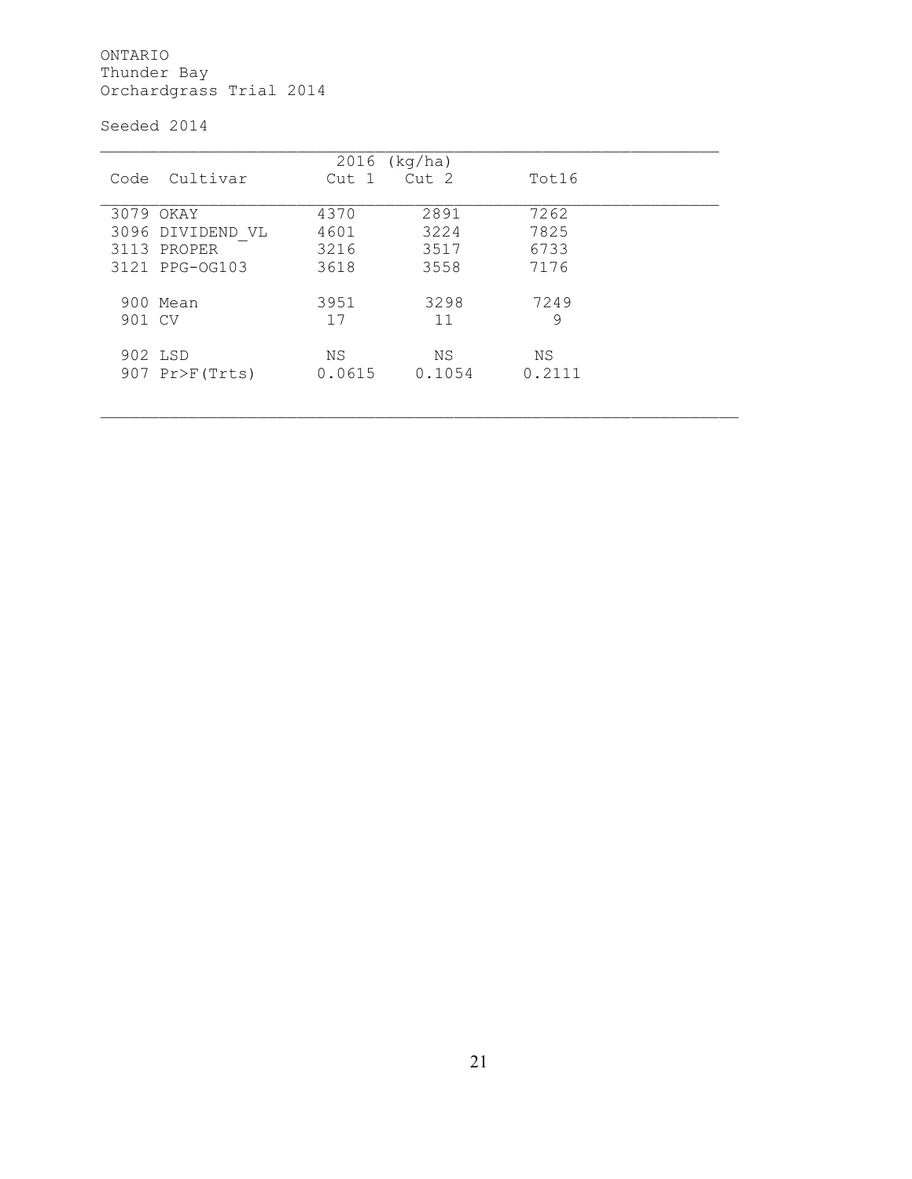ONTARIO
Thunder Bay
Orchardgrass Trial 2014

Seeded 2014

| Code | Cultivar | 2016 (kg/ha) Cut 1 | Cut 2 | Tot16 |
|---|---|---|---|---|
| 3079 | OKAY | 4370 | 2891 | 7262 |
| 3096 | DIVIDEND_VL | 4601 | 3224 | 7825 |
| 3113 | PROPER | 3216 | 3517 | 6733 |
| 3121 | PPG-OG103 | 3618 | 3558 | 7176 |
| 900 | Mean | 3951 | 3298 | 7249 |
| 901 | CV | 17 | 11 | 9 |
| 902 | LSD | NS | NS | NS |
| 907 | Pr>F(Trts) | 0.0615 | 0.1054 | 0.2111 |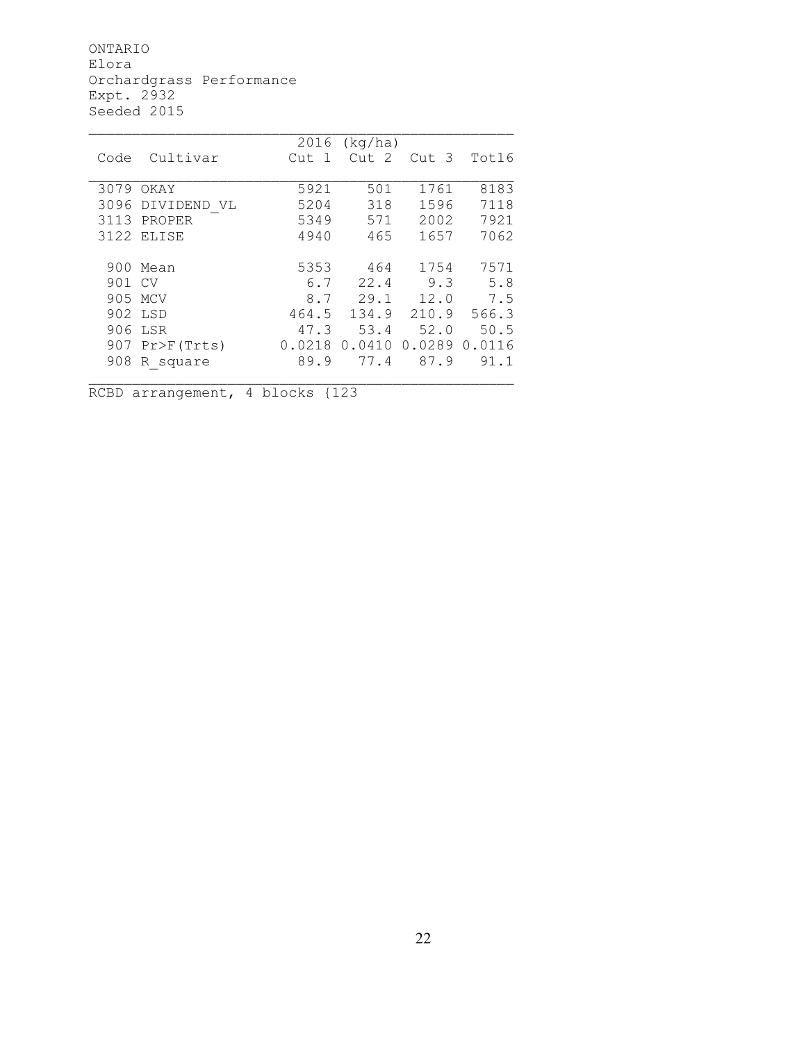ONTARIO
Elora
Orchardgrass Performance
Expt. 2932
Seeded 2015

| Code | Cultivar | 2016 (kg/ha) Cut 1 | Cut 2 | Cut 3 | Tot16 |
|---|---|---|---|---|---|
| 3079 | OKAY | 5921 | 501 | 1761 | 8183 |
| 3096 | DIVIDEND_VL | 5204 | 318 | 1596 | 7118 |
| 3113 | PROPER | 5349 | 571 | 2002 | 7921 |
| 3122 | ELISE | 4940 | 465 | 1657 | 7062 |
| 900 | Mean | 5353 | 464 | 1754 | 7571 |
| 901 | CV | 6.7 | 22.4 | 9.3 | 5.8 |
| 905 | MCV | 8.7 | 29.1 | 12.0 | 7.5 |
| 902 | LSD | 464.5 | 134.9 | 210.9 | 566.3 |
| 906 | LSR | 47.3 | 53.4 | 52.0 | 50.5 |
| 907 | Pr>F(Trts) | 0.0218 | 0.0410 | 0.0289 | 0.0116 |
| 908 | R_square | 89.9 | 77.4 | 87.9 | 91.1 |

RCBD arrangement, 4 blocks {123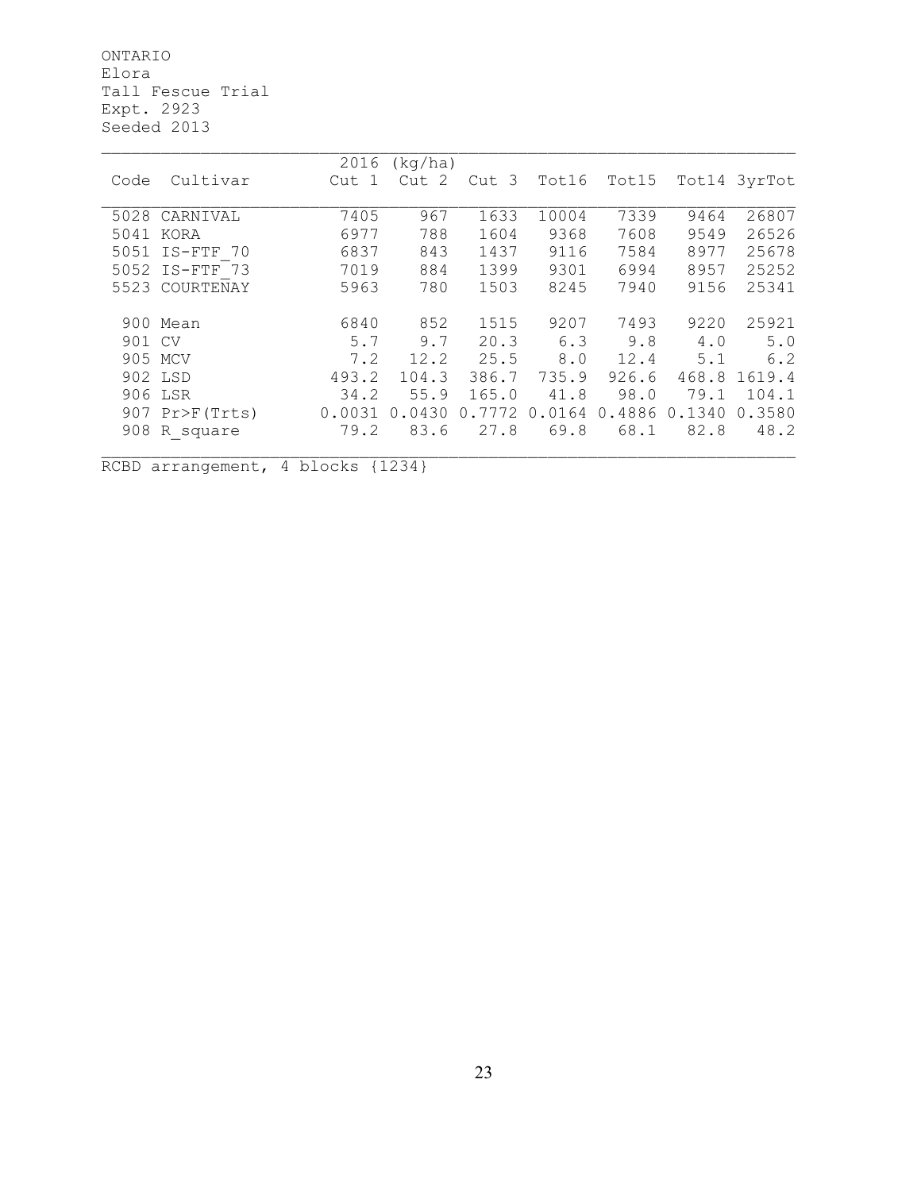ONTARIO
Elora
Tall Fescue Trial
Expt. 2923
Seeded 2013

| Code | Cultivar | 2016 (kg/ha) Cut 1 | Cut 2 | Cut 3 | Tot16 | Tot15 | Tot14 | 3yrTot |
|---|---|---|---|---|---|---|---|---|
| 5028 | CARNIVAL | 7405 | 967 | 1633 | 10004 | 7339 | 9464 | 26807 |
| 5041 | KORA | 6977 | 788 | 1604 | 9368 | 7608 | 9549 | 26526 |
| 5051 | IS-FTF_70 | 6837 | 843 | 1437 | 9116 | 7584 | 8977 | 25678 |
| 5052 | IS-FTF_73 | 7019 | 884 | 1399 | 9301 | 6994 | 8957 | 25252 |
| 5523 | COURTENAY | 5963 | 780 | 1503 | 8245 | 7940 | 9156 | 25341 |
| | | | | | | | | |
| 900 | Mean | 6840 | 852 | 1515 | 9207 | 7493 | 9220 | 25921 |
| 901 | CV | 5.7 | 9.7 | 20.3 | 6.3 | 9.8 | 4.0 | 5.0 |
| 905 | MCV | 7.2 | 12.2 | 25.5 | 8.0 | 12.4 | 5.1 | 6.2 |
| 902 | LSD | 493.2 | 104.3 | 386.7 | 735.9 | 926.6 | 468.8 | 1619.4 |
| 906 | LSR | 34.2 | 55.9 | 165.0 | 41.8 | 98.0 | 79.1 | 104.1 |
| 907 | Pr>F(Trts) | 0.0031 | 0.0430 | 0.7772 | 0.0164 | 0.4886 | 0.1340 | 0.3580 |
| 908 | R_square | 79.2 | 83.6 | 27.8 | 69.8 | 68.1 | 82.8 | 48.2 |

RCBD arrangement, 4 blocks {1234}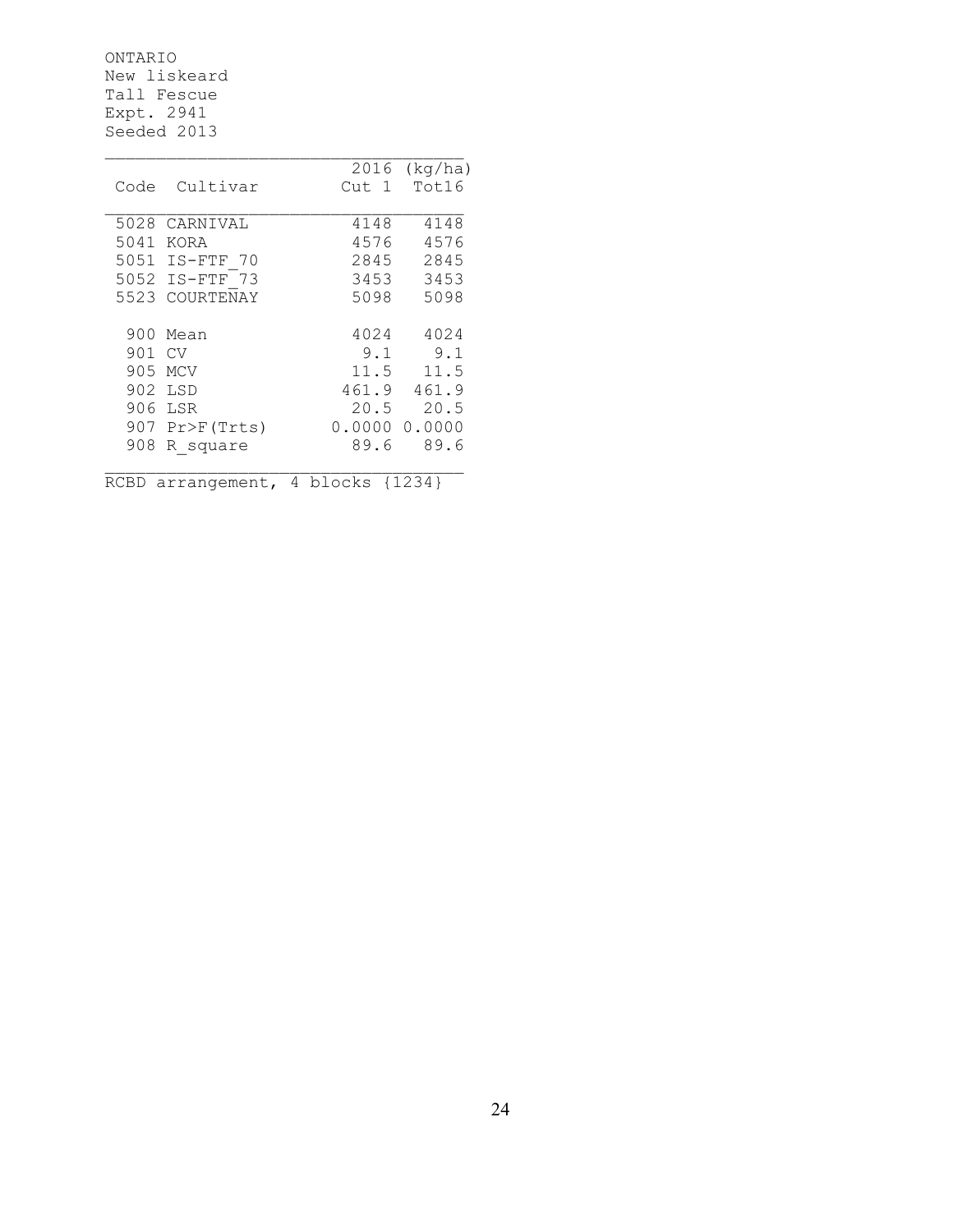ONTARIO
New liskeard
Tall Fescue
Expt. 2941
Seeded 2013

| Code | Cultivar | 2016 (kg/ha) Cut 1 | Tot16 |
|---|---|---|---|
| 5028 | CARNIVAL | 4148 | 4148 |
| 5041 | KORA | 4576 | 4576 |
| 5051 | IS-FTF_70 | 2845 | 2845 |
| 5052 | IS-FTF_73 | 3453 | 3453 |
| 5523 | COURTENAY | 5098 | 5098 |
| | | | |
| 900 | Mean | 4024 | 4024 |
| 901 | CV | 9.1 | 9.1 |
| 905 | MCV | 11.5 | 11.5 |
| 902 | LSD | 461.9 | 461.9 |
| 906 | LSR | 20.5 | 20.5 |
| 907 | Pr>F(Trts) | 0.0000 | 0.0000 |
| 908 | R_square | 89.6 | 89.6 |

RCBD arrangement, 4 blocks {1234}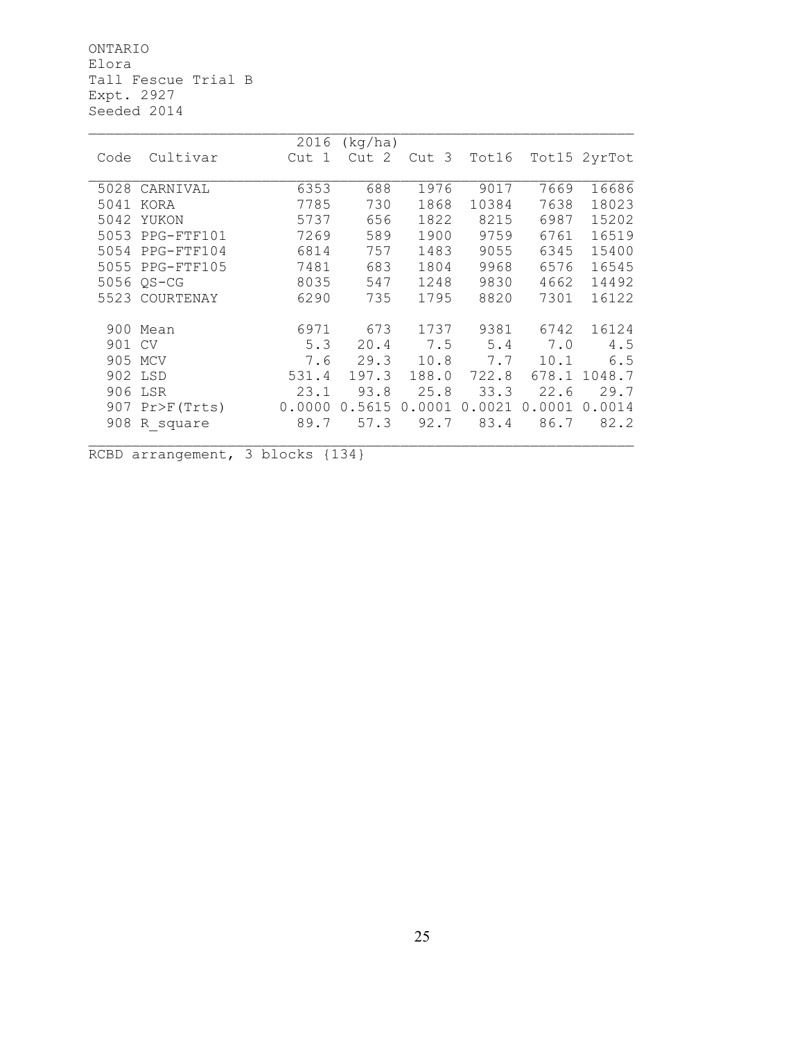ONTARIO
Elora
Tall Fescue Trial B
Expt. 2927
Seeded 2014

| Code | Cultivar | 2016 (kg/ha) Cut 1 | Cut 2 | Cut 3 | Tot16 | Tot15 | 2yrTot |
|---|---|---|---|---|---|---|---|
| 5028 | CARNIVAL | 6353 | 688 | 1976 | 9017 | 7669 | 16686 |
| 5041 | KORA | 7785 | 730 | 1868 | 10384 | 7638 | 18023 |
| 5042 | YUKON | 5737 | 656 | 1822 | 8215 | 6987 | 15202 |
| 5053 | PPG-FTF101 | 7269 | 589 | 1900 | 9759 | 6761 | 16519 |
| 5054 | PPG-FTF104 | 6814 | 757 | 1483 | 9055 | 6345 | 15400 |
| 5055 | PPG-FTF105 | 7481 | 683 | 1804 | 9968 | 6576 | 16545 |
| 5056 | QS-CG | 8035 | 547 | 1248 | 9830 | 4662 | 14492 |
| 5523 | COURTENAY | 6290 | 735 | 1795 | 8820 | 7301 | 16122 |
| 900 | Mean | 6971 | 673 | 1737 | 9381 | 6742 | 16124 |
| 901 | CV | 5.3 | 20.4 | 7.5 | 5.4 | 7.0 | 4.5 |
| 905 | MCV | 7.6 | 29.3 | 10.8 | 7.7 | 10.1 | 6.5 |
| 902 | LSD | 531.4 | 197.3 | 188.0 | 722.8 | 678.1 | 1048.7 |
| 906 | LSR | 23.1 | 93.8 | 25.8 | 33.3 | 22.6 | 29.7 |
| 907 | Pr>F(Trts) | 0.0000 | 0.5615 | 0.0001 | 0.0021 | 0.0001 | 0.0014 |
| 908 | R_square | 89.7 | 57.3 | 92.7 | 83.4 | 86.7 | 82.2 |

RCBD arrangement, 3 blocks {134}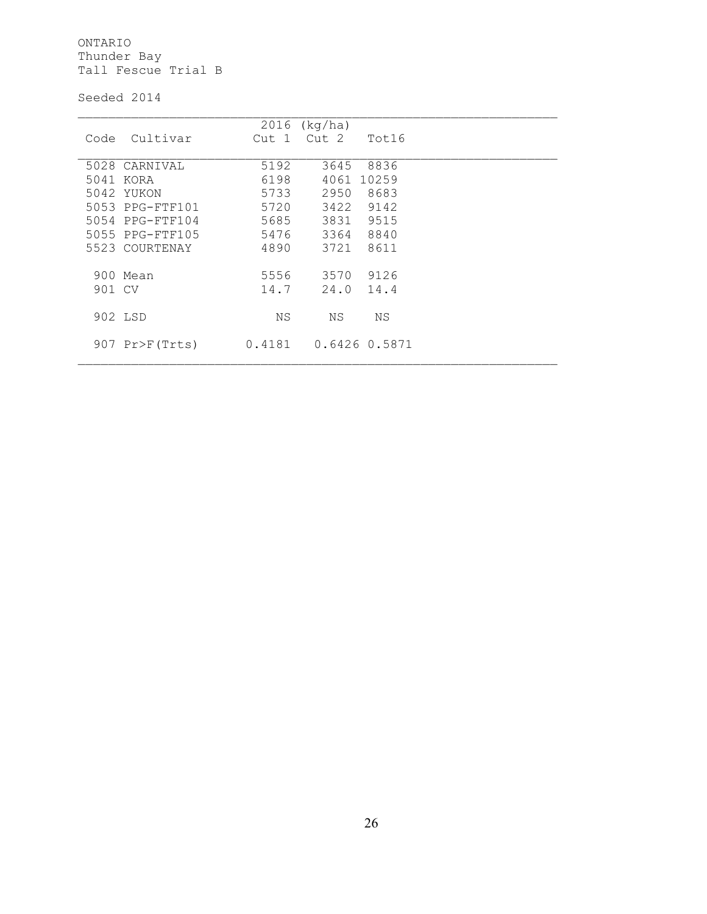ONTARIO
Thunder Bay
Tall Fescue Trial B

Seeded 2014

| Code | Cultivar | 2016 (kg/ha) Cut 1 | Cut 2 | Tot16 |
|---|---|---|---|---|
| 5028 | CARNIVAL | 5192 | 3645 | 8836 |
| 5041 | KORA | 6198 | 4061 | 10259 |
| 5042 | YUKON | 5733 | 2950 | 8683 |
| 5053 | PPG-FTF101 | 5720 | 3422 | 9142 |
| 5054 | PPG-FTF104 | 5685 | 3831 | 9515 |
| 5055 | PPG-FTF105 | 5476 | 3364 | 8840 |
| 5523 | COURTENAY | 4890 | 3721 | 8611 |
| 900 | Mean | 5556 | 3570 | 9126 |
| 901 | CV | 14.7 | 24.0 | 14.4 |
| 902 | LSD | NS | NS | NS |
| 907 | Pr>F(Trts) | 0.4181 | 0.6426 | 0.5871 |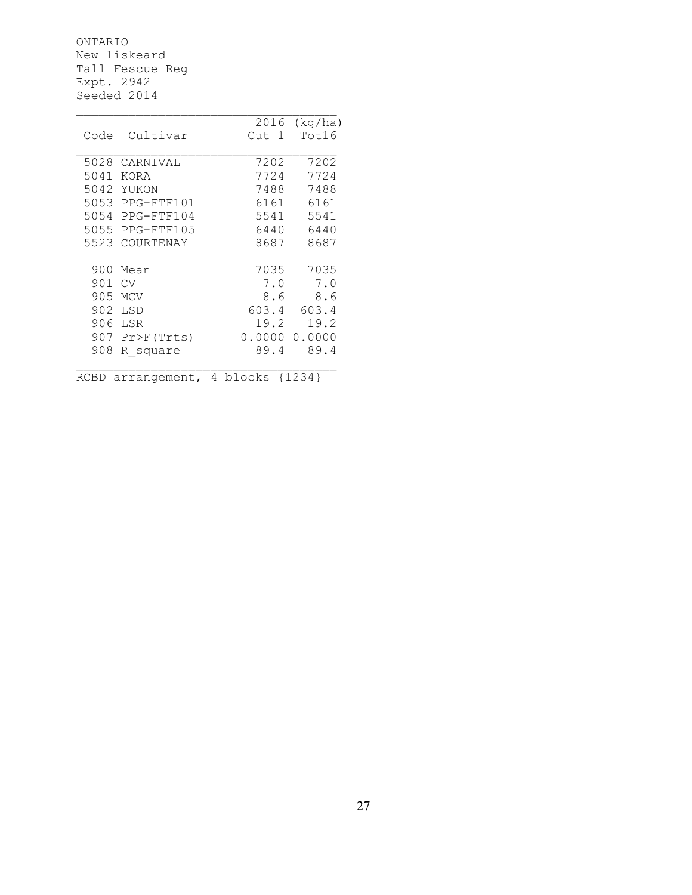ONTARIO
New liskeard
Tall Fescue Reg
Expt. 2942
Seeded 2014

| Code | Cultivar | 2016 Cut 1 | (kg/ha) Tot16 |
|---|---|---|---|
| 5028 | CARNIVAL | 7202 | 7202 |
| 5041 | KORA | 7724 | 7724 |
| 5042 | YUKON | 7488 | 7488 |
| 5053 | PPG-FTF101 | 6161 | 6161 |
| 5054 | PPG-FTF104 | 5541 | 5541 |
| 5055 | PPG-FTF105 | 6440 | 6440 |
| 5523 | COURTENAY | 8687 | 8687 |
| | | | |
| 900 | Mean | 7035 | 7035 |
| 901 | CV | 7.0 | 7.0 |
| 905 | MCV | 8.6 | 8.6 |
| 902 | LSD | 603.4 | 603.4 |
| 906 | LSR | 19.2 | 19.2 |
| 907 | Pr>F(Trts) | 0.0000 | 0.0000 |
| 908 | R_square | 89.4 | 89.4 |

RCBD arrangement, 4 blocks {1234}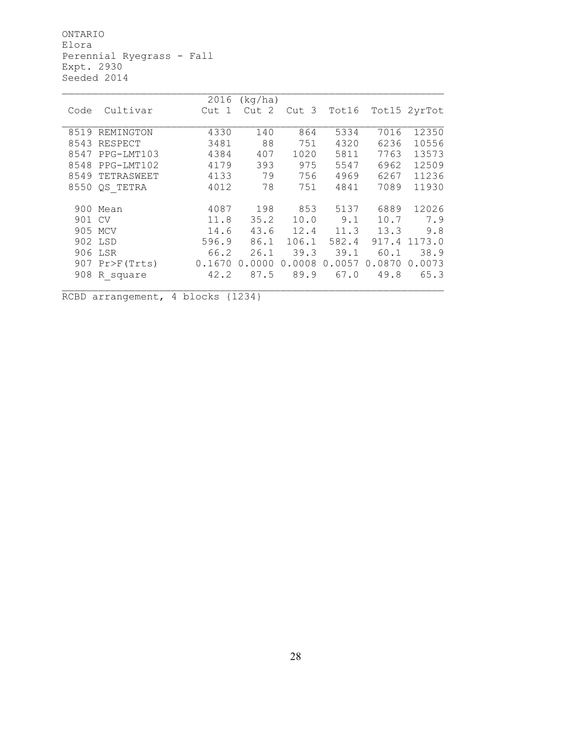ONTARIO
Elora
Perennial Ryegrass - Fall
Expt. 2930
Seeded 2014

| Code | Cultivar | 2016 (kg/ha) Cut 1 | Cut 2 | Cut 3 | Tot16 | Tot15 | 2yrTot |
|---|---|---|---|---|---|---|---|
| 8519 | REMINGTON | 4330 | 140 | 864 | 5334 | 7016 | 12350 |
| 8543 | RESPECT | 3481 | 88 | 751 | 4320 | 6236 | 10556 |
| 8547 | PPG-LMT103 | 4384 | 407 | 1020 | 5811 | 7763 | 13573 |
| 8548 | PPG-LMT102 | 4179 | 393 | 975 | 5547 | 6962 | 12509 |
| 8549 | TETRASWEET | 4133 | 79 | 756 | 4969 | 6267 | 11236 |
| 8550 | QS_TETRA | 4012 | 78 | 751 | 4841 | 7089 | 11930 |
| 900 | Mean | 4087 | 198 | 853 | 5137 | 6889 | 12026 |
| 901 | CV | 11.8 | 35.2 | 10.0 | 9.1 | 10.7 | 7.9 |
| 905 | MCV | 14.6 | 43.6 | 12.4 | 11.3 | 13.3 | 9.8 |
| 902 | LSD | 596.9 | 86.1 | 106.1 | 582.4 | 917.4 | 1173.0 |
| 906 | LSR | 66.2 | 26.1 | 39.3 | 39.1 | 60.1 | 38.9 |
| 907 | Pr>F(Trts) | 0.1670 | 0.0000 | 0.0008 | 0.0057 | 0.0870 | 0.0073 |
| 908 | R_square | 42.2 | 87.5 | 89.9 | 67.0 | 49.8 | 65.3 |

RCBD arrangement, 4 blocks {1234}